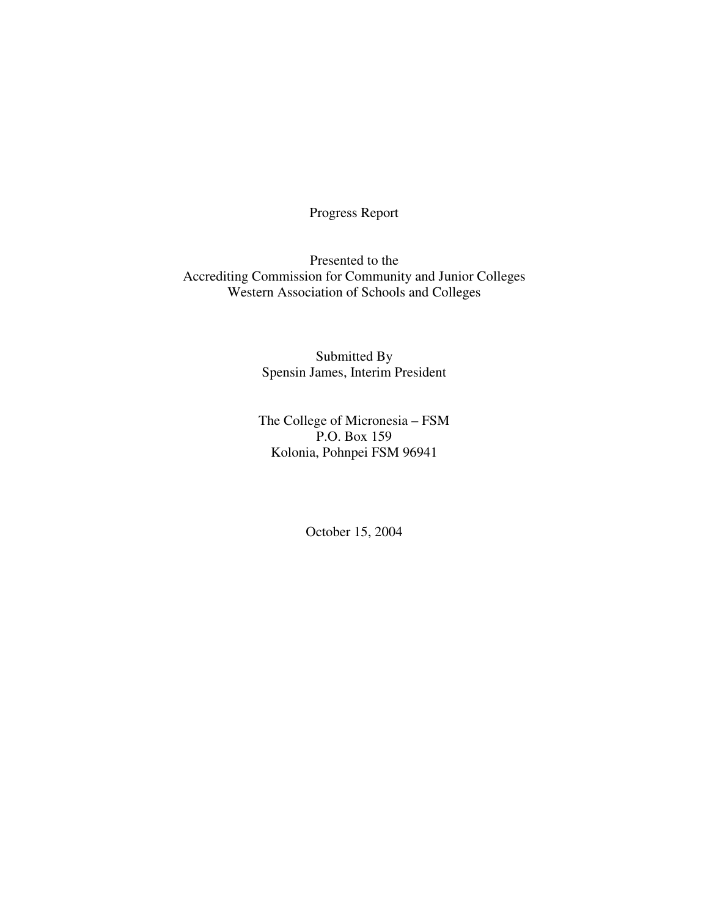Progress Report

Presented to the
Accrediting Commission for Community and Junior Colleges
Western Association of Schools and Colleges

Submitted By
Spensin James, Interim President

The College of Micronesia – FSM
P.O. Box 159
Kolonia, Pohnpei FSM 96941

October 15, 2004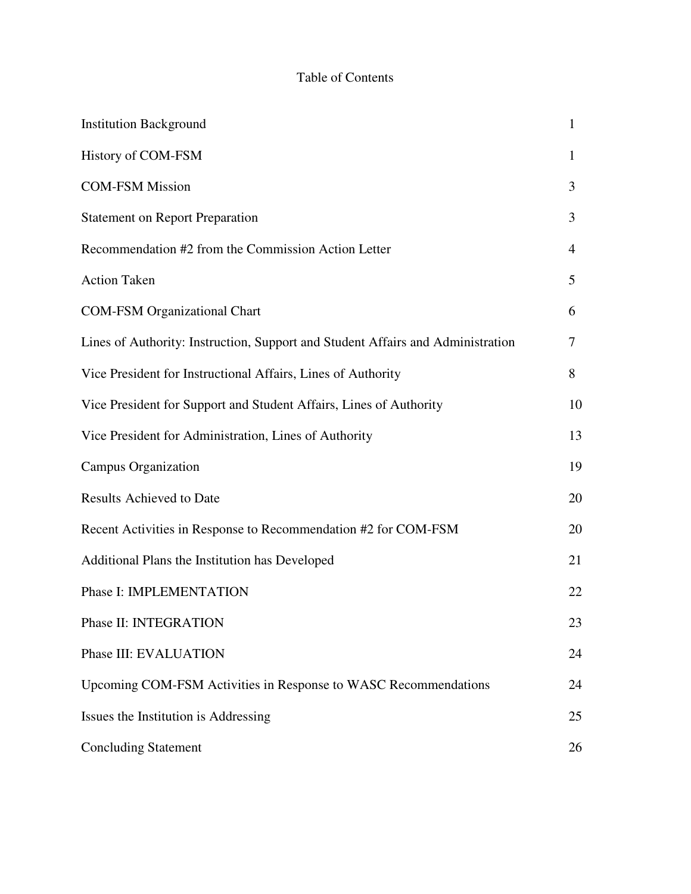# Table of Contents

| | |
|---|---|
| Institution Background | 1 |
| History of COM-FSM | 1 |
| COM-FSM Mission | 3 |
| Statement on Report Preparation | 3 |
| Recommendation #2 from the Commission Action Letter | 4 |
| Action Taken | 5 |
| COM-FSM Organizational Chart | 6 |
| Lines of Authority: Instruction, Support and Student Affairs and Administration | 7 |
| Vice President for Instructional Affairs, Lines of Authority | 8 |
| Vice President for Support and Student Affairs, Lines of Authority | 10 |
| Vice President for Administration, Lines of Authority | 13 |
| Campus Organization | 19 |
| Results Achieved to Date | 20 |
| Recent Activities in Response to Recommendation #2 for COM-FSM | 20 |
| Additional Plans the Institution has Developed | 21 |
| Phase I: IMPLEMENTATION | 22 |
| Phase II: INTEGRATION | 23 |
| Phase III: EVALUATION | 24 |
| Upcoming COM-FSM Activities in Response to WASC Recommendations | 24 |
| Issues the Institution is Addressing | 25 |
| Concluding Statement | 26 |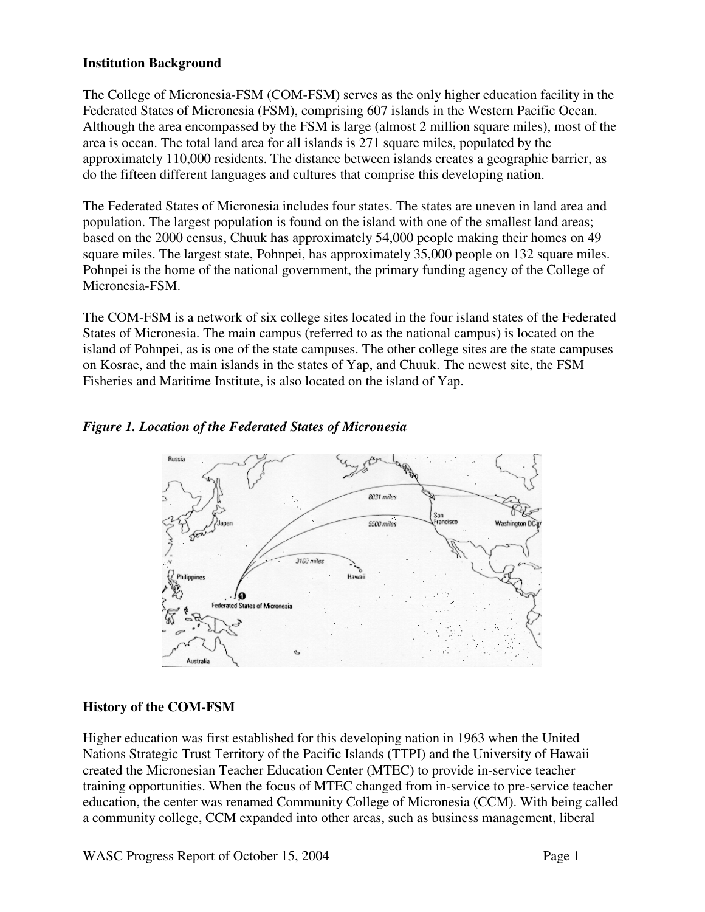**Institution Background**

The College of Micronesia-FSM (COM-FSM) serves as the only higher education facility in the Federated States of Micronesia (FSM), comprising 607 islands in the Western Pacific Ocean. Although the area encompassed by the FSM is large (almost 2 million square miles), most of the area is ocean. The total land area for all islands is 271 square miles, populated by the approximately 110,000 residents. The distance between islands creates a geographic barrier, as do the fifteen different languages and cultures that comprise this developing nation.

The Federated States of Micronesia includes four states. The states are uneven in land area and population. The largest population is found on the island with one of the smallest land areas; based on the 2000 census, Chuuk has approximately 54,000 people making their homes on 49 square miles. The largest state, Pohnpei, has approximately 35,000 people on 132 square miles. Pohnpei is the home of the national government, the primary funding agency of the College of Micronesia-FSM.

The COM-FSM is a network of six college sites located in the four island states of the Federated States of Micronesia. The main campus (referred to as the national campus) is located on the island of Pohnpei, as is one of the state campuses. The other college sites are the state campuses on Kosrae, and the main islands in the states of Yap, and Chuuk. The newest site, the FSM Fisheries and Maritime Institute, is also located on the island of Yap.

***Figure 1. Location of the Federated States of Micronesia***

**History of the COM-FSM**

Higher education was first established for this developing nation in 1963 when the United Nations Strategic Trust Territory of the Pacific Islands (TTPI) and the University of Hawaii created the Micronesian Teacher Education Center (MTEC) to provide in-service teacher training opportunities. When the focus of MTEC changed from in-service to pre-service teacher education, the center was renamed Community College of Micronesia (CCM). With being called a community college, CCM expanded into other areas, such as business management, liberal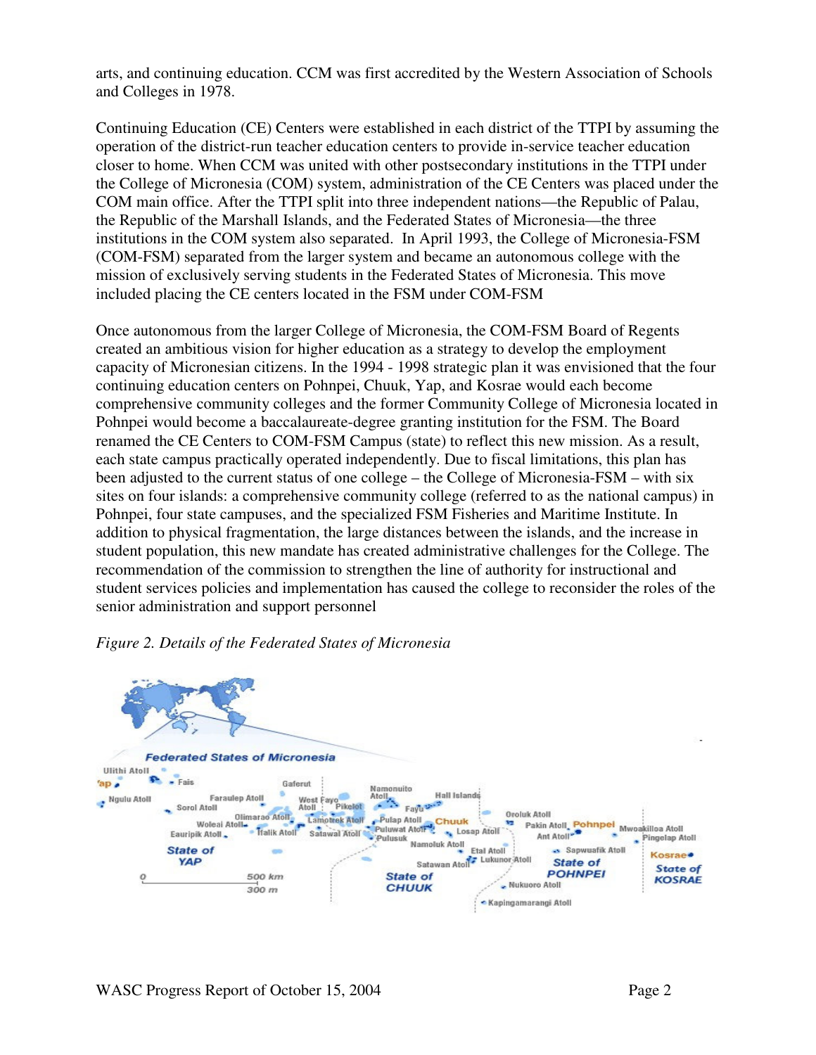arts, and continuing education. CCM was first accredited by the Western Association of Schools and Colleges in 1978.

Continuing Education (CE) Centers were established in each district of the TTPI by assuming the operation of the district-run teacher education centers to provide in-service teacher education closer to home. When CCM was united with other postsecondary institutions in the TTPI under the College of Micronesia (COM) system, administration of the CE Centers was placed under the COM main office. After the TTPI split into three independent nations—the Republic of Palau, the Republic of the Marshall Islands, and the Federated States of Micronesia—the three institutions in the COM system also separated. In April 1993, the College of Micronesia-FSM (COM-FSM) separated from the larger system and became an autonomous college with the mission of exclusively serving students in the Federated States of Micronesia. This move included placing the CE centers located in the FSM under COM-FSM

Once autonomous from the larger College of Micronesia, the COM-FSM Board of Regents created an ambitious vision for higher education as a strategy to develop the employment capacity of Micronesian citizens. In the 1994 - 1998 strategic plan it was envisioned that the four continuing education centers on Pohnpei, Chuuk, Yap, and Kosrae would each become comprehensive community colleges and the former Community College of Micronesia located in Pohnpei would become a baccalaureate-degree granting institution for the FSM. The Board renamed the CE Centers to COM-FSM Campus (state) to reflect this new mission. As a result, each state campus practically operated independently. Due to fiscal limitations, this plan has been adjusted to the current status of one college – the College of Micronesia-FSM – with six sites on four islands: a comprehensive community college (referred to as the national campus) in Pohnpei, four state campuses, and the specialized FSM Fisheries and Maritime Institute. In addition to physical fragmentation, the large distances between the islands, and the increase in student population, this new mandate has created administrative challenges for the College. The recommendation of the commission to strengthen the line of authority for instructional and student services policies and implementation has caused the college to reconsider the roles of the senior administration and support personnel

*Figure 2. Details of the Federated States of Micronesia*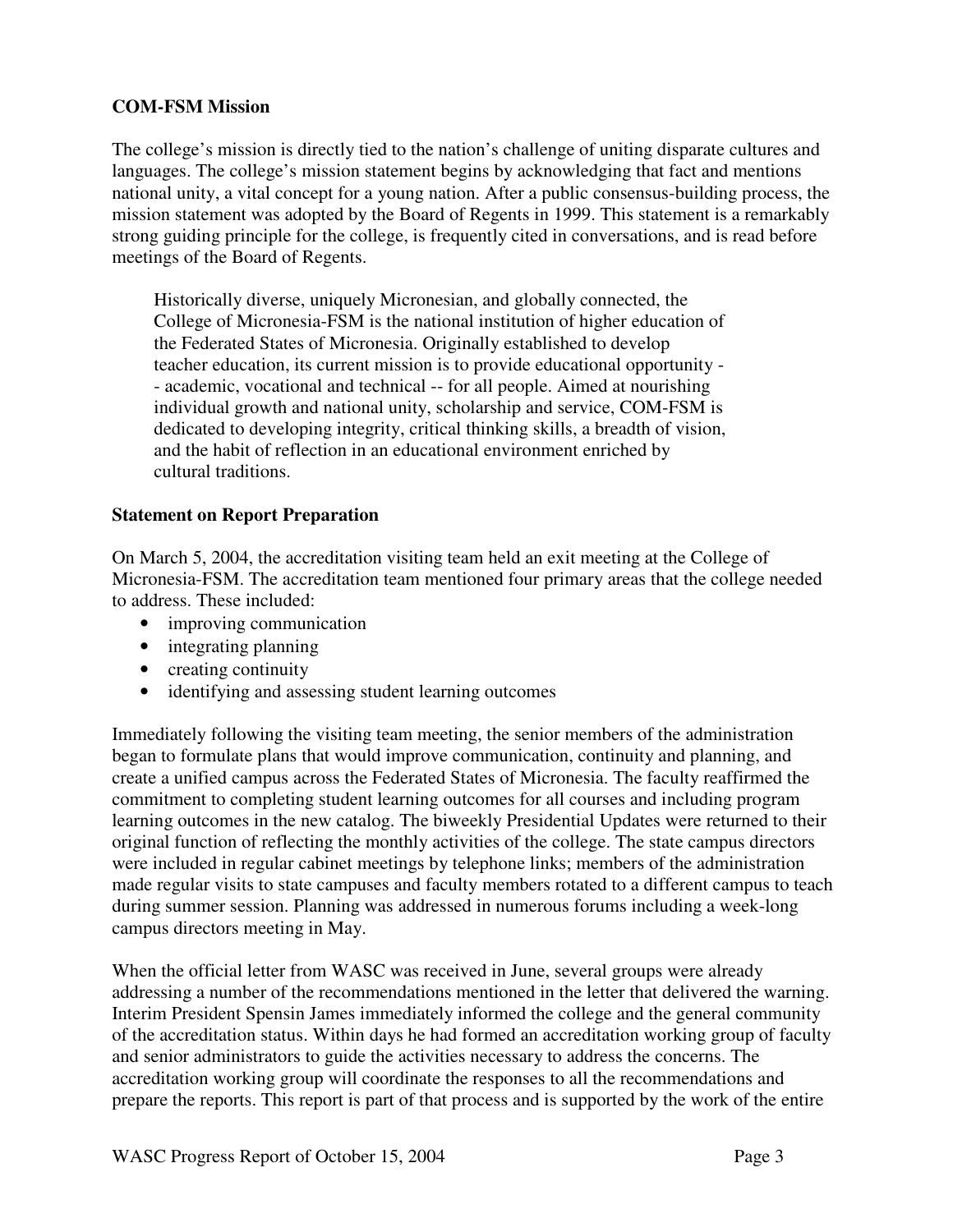**COM-FSM Mission**

The college's mission is directly tied to the nation's challenge of uniting disparate cultures and languages. The college's mission statement begins by acknowledging that fact and mentions national unity, a vital concept for a young nation. After a public consensus-building process, the mission statement was adopted by the Board of Regents in 1999. This statement is a remarkably strong guiding principle for the college, is frequently cited in conversations, and is read before meetings of the Board of Regents.

> Historically diverse, uniquely Micronesian, and globally connected, the College of Micronesia-FSM is the national institution of higher education of the Federated States of Micronesia. Originally established to develop teacher education, its current mission is to provide educational opportunity -- academic, vocational and technical -- for all people. Aimed at nourishing individual growth and national unity, scholarship and service, COM-FSM is dedicated to developing integrity, critical thinking skills, a breadth of vision, and the habit of reflection in an educational environment enriched by cultural traditions.

**Statement on Report Preparation**

On March 5, 2004, the accreditation visiting team held an exit meeting at the College of Micronesia-FSM. The accreditation team mentioned four primary areas that the college needed to address. These included:

- improving communication
- integrating planning
- creating continuity
- identifying and assessing student learning outcomes

Immediately following the visiting team meeting, the senior members of the administration began to formulate plans that would improve communication, continuity and planning, and create a unified campus across the Federated States of Micronesia. The faculty reaffirmed the commitment to completing student learning outcomes for all courses and including program learning outcomes in the new catalog. The biweekly Presidential Updates were returned to their original function of reflecting the monthly activities of the college. The state campus directors were included in regular cabinet meetings by telephone links; members of the administration made regular visits to state campuses and faculty members rotated to a different campus to teach during summer session. Planning was addressed in numerous forums including a week-long campus directors meeting in May.

When the official letter from WASC was received in June, several groups were already addressing a number of the recommendations mentioned in the letter that delivered the warning. Interim President Spensin James immediately informed the college and the general community of the accreditation status. Within days he had formed an accreditation working group of faculty and senior administrators to guide the activities necessary to address the concerns. The accreditation working group will coordinate the responses to all the recommendations and prepare the reports. This report is part of that process and is supported by the work of the entire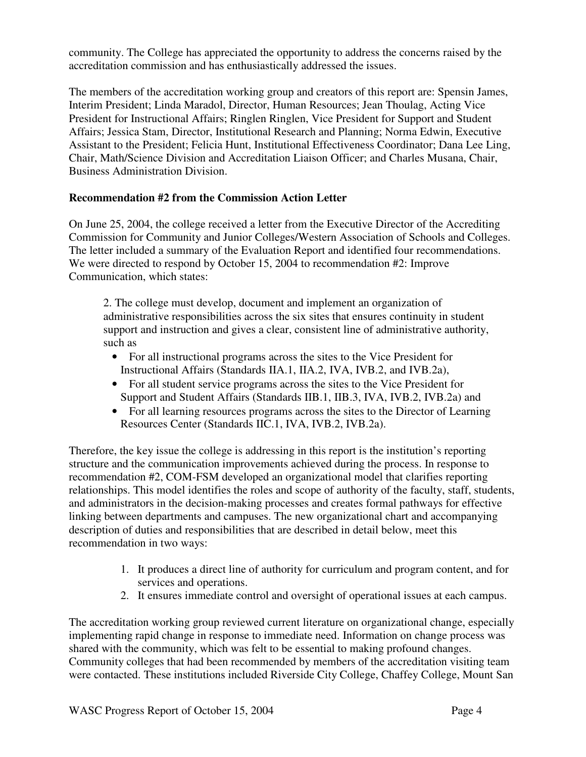community. The College has appreciated the opportunity to address the concerns raised by the accreditation commission and has enthusiastically addressed the issues.

The members of the accreditation working group and creators of this report are: Spensin James, Interim President; Linda Maradol, Director, Human Resources; Jean Thoulag, Acting Vice President for Instructional Affairs; Ringlen Ringlen, Vice President for Support and Student Affairs; Jessica Stam, Director, Institutional Research and Planning; Norma Edwin, Executive Assistant to the President; Felicia Hunt, Institutional Effectiveness Coordinator; Dana Lee Ling, Chair, Math/Science Division and Accreditation Liaison Officer; and Charles Musana, Chair, Business Administration Division.

**Recommendation #2 from the Commission Action Letter**

On June 25, 2004, the college received a letter from the Executive Director of the Accrediting Commission for Community and Junior Colleges/Western Association of Schools and Colleges. The letter included a summary of the Evaluation Report and identified four recommendations. We were directed to respond by October 15, 2004 to recommendation #2: Improve Communication, which states:

> 2. The college must develop, document and implement an organization of administrative responsibilities across the six sites that ensures continuity in student support and instruction and gives a clear, consistent line of administrative authority, such as
>
> - For all instructional programs across the sites to the Vice President for Instructional Affairs (Standards IIA.1, IIA.2, IVA, IVB.2, and IVB.2a),
> - For all student service programs across the sites to the Vice President for Support and Student Affairs (Standards IIB.1, IIB.3, IVA, IVB.2, IVB.2a) and
> - For all learning resources programs across the sites to the Director of Learning Resources Center (Standards IIC.1, IVA, IVB.2, IVB.2a).

Therefore, the key issue the college is addressing in this report is the institution's reporting structure and the communication improvements achieved during the process. In response to recommendation #2, COM-FSM developed an organizational model that clarifies reporting relationships. This model identifies the roles and scope of authority of the faculty, staff, students, and administrators in the decision-making processes and creates formal pathways for effective linking between departments and campuses. The new organizational chart and accompanying description of duties and responsibilities that are described in detail below, meet this recommendation in two ways:

1. It produces a direct line of authority for curriculum and program content, and for services and operations.
2. It ensures immediate control and oversight of operational issues at each campus.

The accreditation working group reviewed current literature on organizational change, especially implementing rapid change in response to immediate need. Information on change process was shared with the community, which was felt to be essential to making profound changes. Community colleges that had been recommended by members of the accreditation visiting team were contacted. These institutions included Riverside City College, Chaffey College, Mount San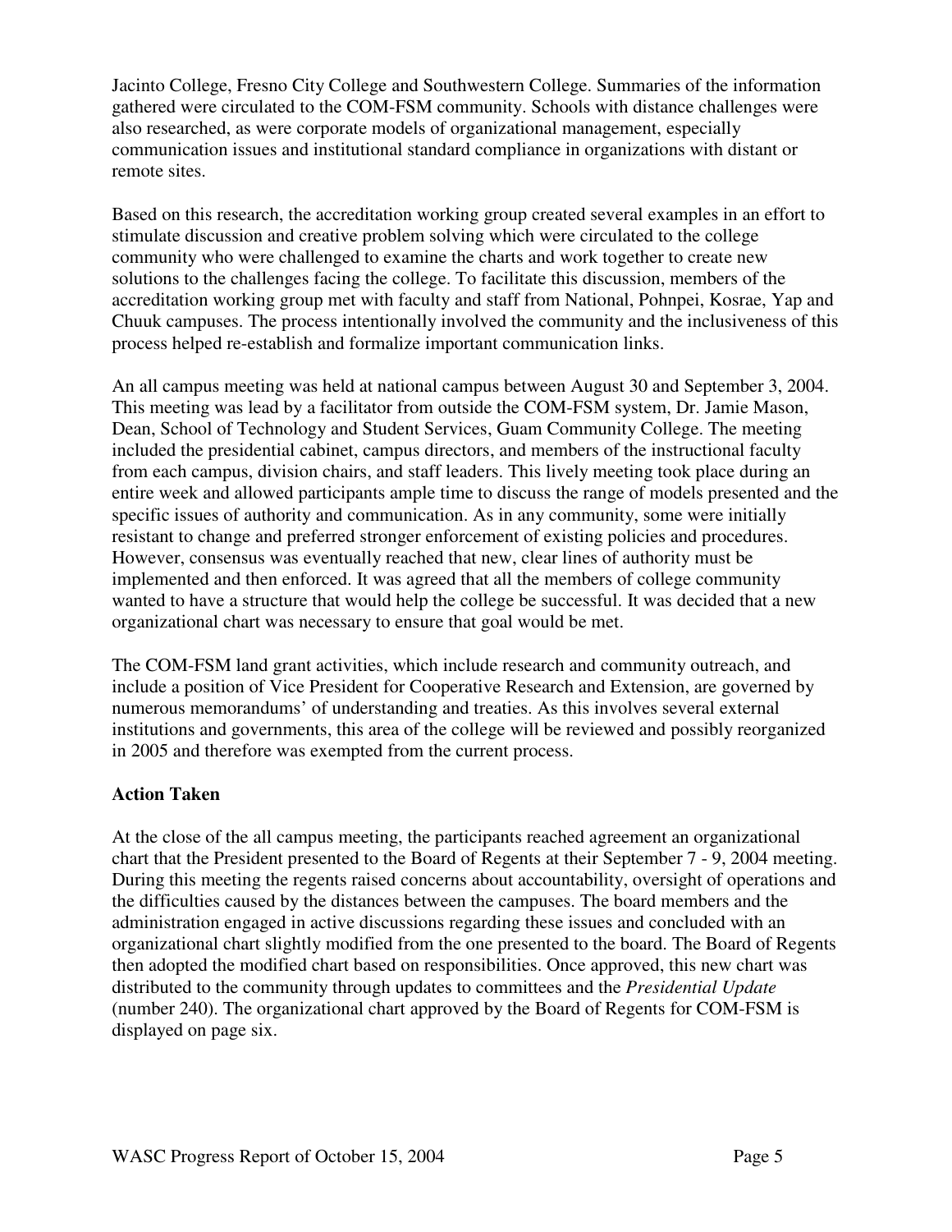Jacinto College, Fresno City College and Southwestern College. Summaries of the information gathered were circulated to the COM-FSM community. Schools with distance challenges were also researched, as were corporate models of organizational management, especially communication issues and institutional standard compliance in organizations with distant or remote sites.

Based on this research, the accreditation working group created several examples in an effort to stimulate discussion and creative problem solving which were circulated to the college community who were challenged to examine the charts and work together to create new solutions to the challenges facing the college. To facilitate this discussion, members of the accreditation working group met with faculty and staff from National, Pohnpei, Kosrae, Yap and Chuuk campuses. The process intentionally involved the community and the inclusiveness of this process helped re-establish and formalize important communication links.

An all campus meeting was held at national campus between August 30 and September 3, 2004. This meeting was lead by a facilitator from outside the COM-FSM system, Dr. Jamie Mason, Dean, School of Technology and Student Services, Guam Community College. The meeting included the presidential cabinet, campus directors, and members of the instructional faculty from each campus, division chairs, and staff leaders. This lively meeting took place during an entire week and allowed participants ample time to discuss the range of models presented and the specific issues of authority and communication. As in any community, some were initially resistant to change and preferred stronger enforcement of existing policies and procedures. However, consensus was eventually reached that new, clear lines of authority must be implemented and then enforced. It was agreed that all the members of college community wanted to have a structure that would help the college be successful. It was decided that a new organizational chart was necessary to ensure that goal would be met.

The COM-FSM land grant activities, which include research and community outreach, and include a position of Vice President for Cooperative Research and Extension, are governed by numerous memorandums' of understanding and treaties. As this involves several external institutions and governments, this area of the college will be reviewed and possibly reorganized in 2005 and therefore was exempted from the current process.

**Action Taken**

At the close of the all campus meeting, the participants reached agreement an organizational chart that the President presented to the Board of Regents at their September 7 - 9, 2004 meeting. During this meeting the regents raised concerns about accountability, oversight of operations and the difficulties caused by the distances between the campuses. The board members and the administration engaged in active discussions regarding these issues and concluded with an organizational chart slightly modified from the one presented to the board. The Board of Regents then adopted the modified chart based on responsibilities. Once approved, this new chart was distributed to the community through updates to committees and the *Presidential Update* (number 240). The organizational chart approved by the Board of Regents for COM-FSM is displayed on page six.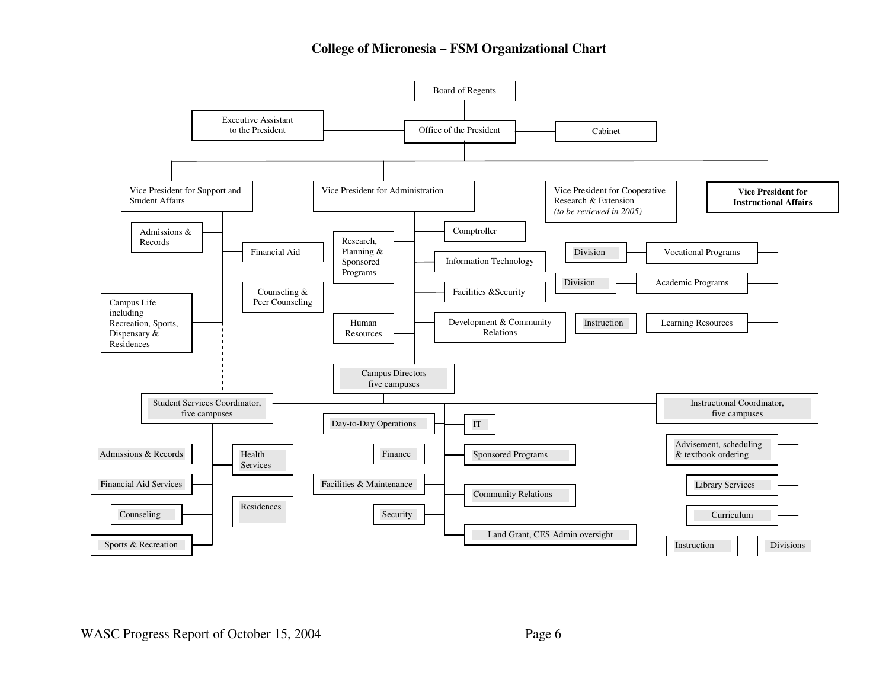# College of Micronesia – FSM Organizational Chart

- Board of Regents
  - Office of the President
    - Executive Assistant to the President
    - Cabinet
    - Vice President for Support and Student Affairs
      - Admissions & Records
      - Financial Aid
      - Counseling & Peer Counseling
      - Campus Life including Recreation, Sports, Dispensary & Residences
      - Student Services Coordinator, five campuses
        - Admissions & Records
        - Financial Aid Services
        - Counseling
        - Sports & Recreation
        - Health Services
        - Residences
    - Vice President for Administration
      - Research, Planning & Sponsored Programs
      - Comptroller
      - Information Technology
      - Facilities &Security
      - Human Resources
      - Development & Community Relations
      - Campus Directors five campuses
        - Day-to-Day Operations
        - Finance
        - Facilities & Maintenance
        - Security
        - IT
        - Sponsored Programs
        - Community Relations
        - Land Grant, CES Admin oversight
    - Vice President for Cooperative Research & Extension *(to be reviewed in 2005)*
    - **Vice President for Instructional Affairs**
      - Vocational Programs
        - Division
      - Academic Programs
        - Division
          - Instruction
      - Learning Resources
      - Instructional Coordinator, five campuses
        - Advisement, scheduling & textbook ordering
        - Library Services
        - Curriculum
        - Divisions
          - Instruction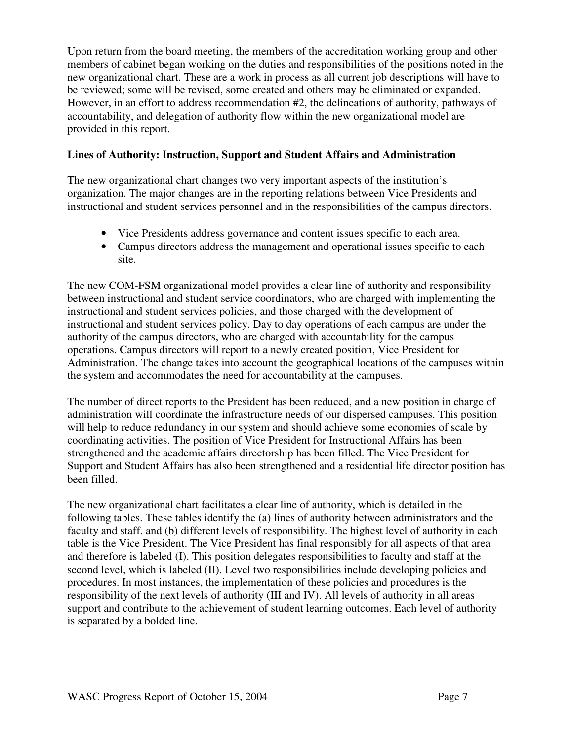Upon return from the board meeting, the members of the accreditation working group and other members of cabinet began working on the duties and responsibilities of the positions noted in the new organizational chart. These are a work in process as all current job descriptions will have to be reviewed; some will be revised, some created and others may be eliminated or expanded. However, in an effort to address recommendation #2, the delineations of authority, pathways of accountability, and delegation of authority flow within the new organizational model are provided in this report.

**Lines of Authority: Instruction, Support and Student Affairs and Administration**

The new organizational chart changes two very important aspects of the institution's organization. The major changes are in the reporting relations between Vice Presidents and instructional and student services personnel and in the responsibilities of the campus directors.

- Vice Presidents address governance and content issues specific to each area.
- Campus directors address the management and operational issues specific to each site.

The new COM-FSM organizational model provides a clear line of authority and responsibility between instructional and student service coordinators, who are charged with implementing the instructional and student services policies, and those charged with the development of instructional and student services policy. Day to day operations of each campus are under the authority of the campus directors, who are charged with accountability for the campus operations. Campus directors will report to a newly created position, Vice President for Administration. The change takes into account the geographical locations of the campuses within the system and accommodates the need for accountability at the campuses.

The number of direct reports to the President has been reduced, and a new position in charge of administration will coordinate the infrastructure needs of our dispersed campuses. This position will help to reduce redundancy in our system and should achieve some economies of scale by coordinating activities. The position of Vice President for Instructional Affairs has been strengthened and the academic affairs directorship has been filled. The Vice President for Support and Student Affairs has also been strengthened and a residential life director position has been filled.

The new organizational chart facilitates a clear line of authority, which is detailed in the following tables. These tables identify the (a) lines of authority between administrators and the faculty and staff, and (b) different levels of responsibility. The highest level of authority in each table is the Vice President. The Vice President has final responsibly for all aspects of that area and therefore is labeled (I). This position delegates responsibilities to faculty and staff at the second level, which is labeled (II). Level two responsibilities include developing policies and procedures. In most instances, the implementation of these policies and procedures is the responsibility of the next levels of authority (III and IV). All levels of authority in all areas support and contribute to the achievement of student learning outcomes. Each level of authority is separated by a bolded line.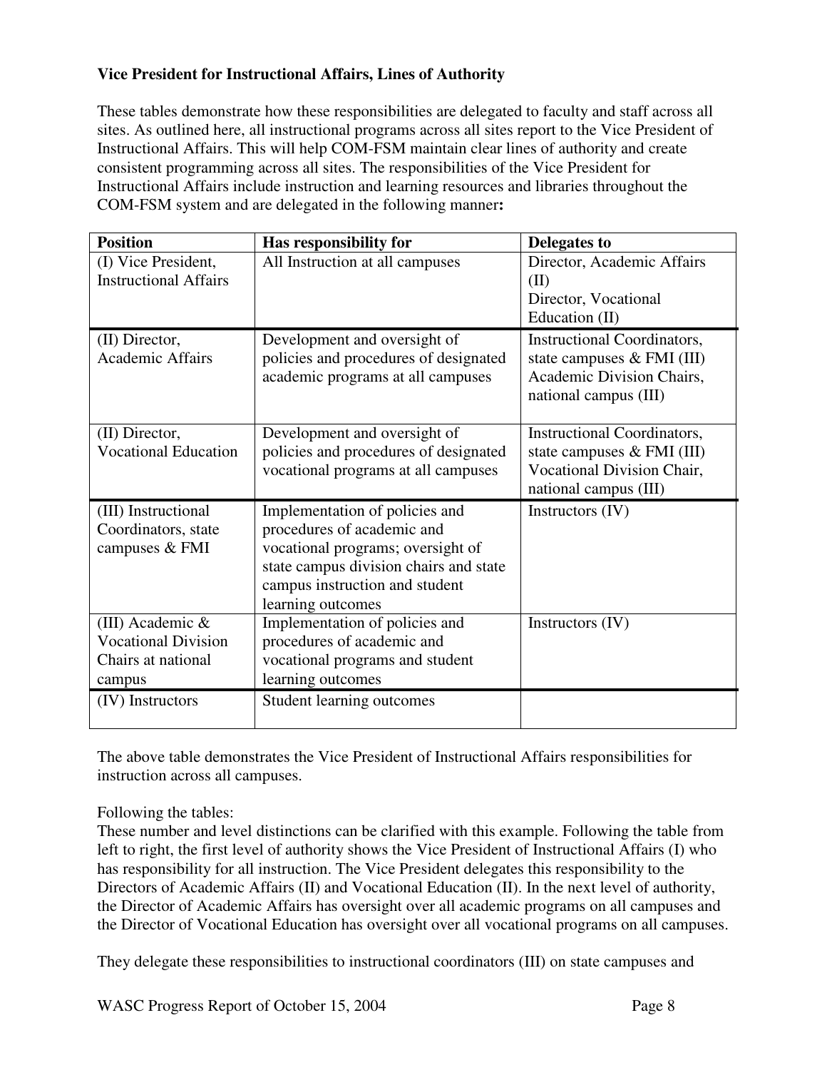**Vice President for Instructional Affairs, Lines of Authority**

These tables demonstrate how these responsibilities are delegated to faculty and staff across all sites. As outlined here, all instructional programs across all sites report to the Vice President of Instructional Affairs. This will help COM-FSM maintain clear lines of authority and create consistent programming across all sites. The responsibilities of the Vice President for Instructional Affairs include instruction and learning resources and libraries throughout the COM-FSM system and are delegated in the following manner**:**

| **Position** | **Has responsibility for** | **Delegates to** |
|---|---|---|
| (I) Vice President, Instructional Affairs | All Instruction at all campuses | Director, Academic Affairs (II)<br>Director, Vocational Education (II) |
| (II) Director, Academic Affairs | Development and oversight of policies and procedures of designated academic programs at all campuses | Instructional Coordinators, state campuses & FMI (III)<br>Academic Division Chairs, national campus (III) |
| (II) Director, Vocational Education | Development and oversight of policies and procedures of designated vocational programs at all campuses | Instructional Coordinators, state campuses & FMI (III)<br>Vocational Division Chair, national campus (III) |
| (III) Instructional Coordinators, state campuses & FMI | Implementation of policies and procedures of academic and vocational programs; oversight of state campus division chairs and state campus instruction and student learning outcomes | Instructors (IV) |
| (III) Academic & Vocational Division Chairs at national campus | Implementation of policies and procedures of academic and vocational programs and student learning outcomes | Instructors (IV) |
| (IV) Instructors | Student learning outcomes | |

The above table demonstrates the Vice President of Instructional Affairs responsibilities for instruction across all campuses.

Following the tables:
These number and level distinctions can be clarified with this example. Following the table from left to right, the first level of authority shows the Vice President of Instructional Affairs (I) who has responsibility for all instruction. The Vice President delegates this responsibility to the Directors of Academic Affairs (II) and Vocational Education (II). In the next level of authority, the Director of Academic Affairs has oversight over all academic programs on all campuses and the Director of Vocational Education has oversight over all vocational programs on all campuses.

They delegate these responsibilities to instructional coordinators (III) on state campuses and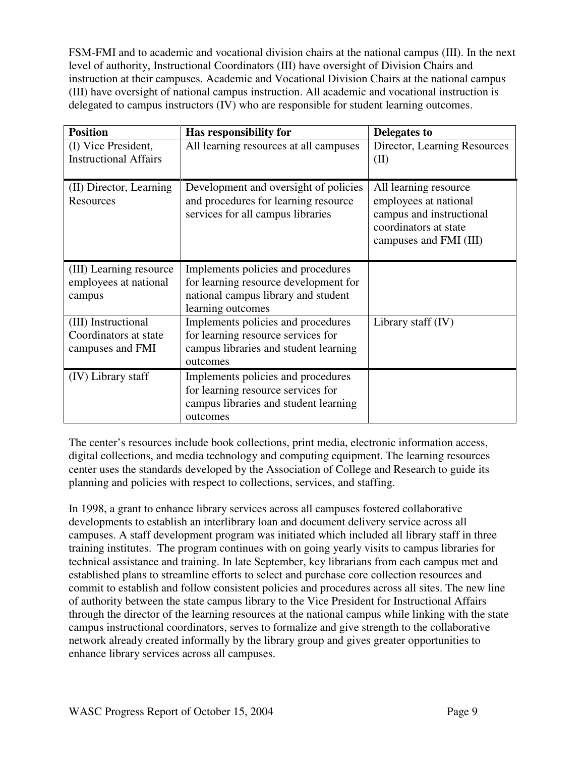FSM-FMI and to academic and vocational division chairs at the national campus (III). In the next level of authority, Instructional Coordinators (III) have oversight of Division Chairs and instruction at their campuses. Academic and Vocational Division Chairs at the national campus (III) have oversight of national campus instruction. All academic and vocational instruction is delegated to campus instructors (IV) who are responsible for student learning outcomes.

| Position | Has responsibility for | Delegates to |
| --- | --- | --- |
| (I) Vice President, Instructional Affairs | All learning resources at all campuses | Director, Learning Resources (II) |
| (II) Director, Learning Resources | Development and oversight of policies and procedures for learning resource services for all campus libraries | All learning resource employees at national campus and instructional coordinators at state campuses and FMI (III) |
| (III) Learning resource employees at national campus | Implements policies and procedures for learning resource development for national campus library and student learning outcomes | |
| (III) Instructional Coordinators at state campuses and FMI | Implements policies and procedures for learning resource services for campus libraries and student learning outcomes | Library staff (IV) |
| (IV) Library staff | Implements policies and procedures for learning resource services for campus libraries and student learning outcomes | |

The center's resources include book collections, print media, electronic information access, digital collections, and media technology and computing equipment. The learning resources center uses the standards developed by the Association of College and Research to guide its planning and policies with respect to collections, services, and staffing.

In 1998, a grant to enhance library services across all campuses fostered collaborative developments to establish an interlibrary loan and document delivery service across all campuses. A staff development program was initiated which included all library staff in three training institutes. The program continues with on going yearly visits to campus libraries for technical assistance and training. In late September, key librarians from each campus met and established plans to streamline efforts to select and purchase core collection resources and commit to establish and follow consistent policies and procedures across all sites. The new line of authority between the state campus library to the Vice President for Instructional Affairs through the director of the learning resources at the national campus while linking with the state campus instructional coordinators, serves to formalize and give strength to the collaborative network already created informally by the library group and gives greater opportunities to enhance library services across all campuses.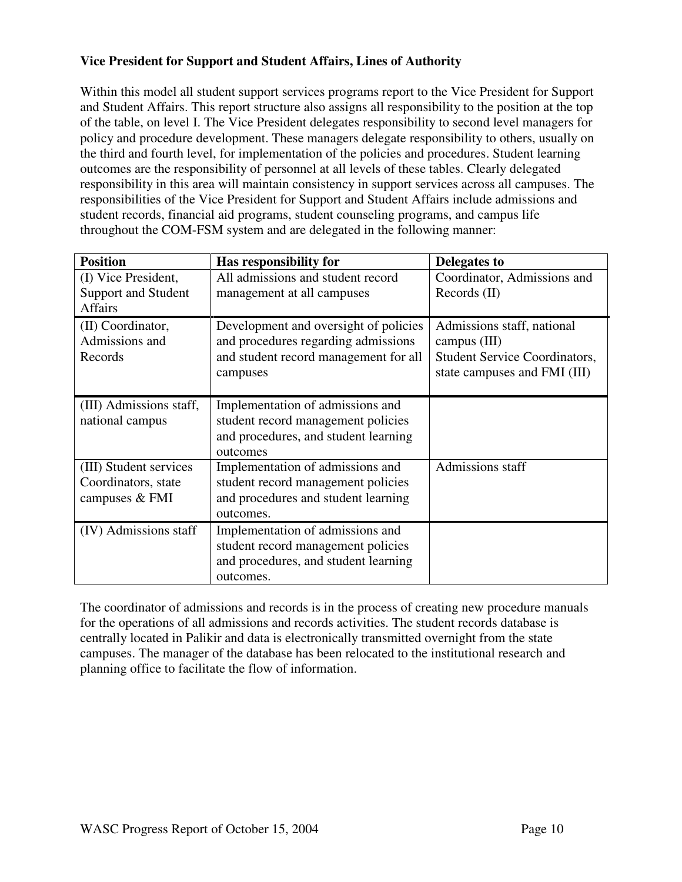**Vice President for Support and Student Affairs, Lines of Authority**

Within this model all student support services programs report to the Vice President for Support and Student Affairs. This report structure also assigns all responsibility to the position at the top of the table, on level I. The Vice President delegates responsibility to second level managers for policy and procedure development. These managers delegate responsibility to others, usually on the third and fourth level, for implementation of the policies and procedures. Student learning outcomes are the responsibility of personnel at all levels of these tables. Clearly delegated responsibility in this area will maintain consistency in support services across all campuses. The responsibilities of the Vice President for Support and Student Affairs include admissions and student records, financial aid programs, student counseling programs, and campus life throughout the COM-FSM system and are delegated in the following manner:

| Position | Has responsibility for | Delegates to |
|---|---|---|
| (I) Vice President, Support and Student Affairs | All admissions and student record management at all campuses | Coordinator, Admissions and Records (II) |
| (II) Coordinator, Admissions and Records | Development and oversight of policies and procedures regarding admissions and student record management for all campuses | Admissions staff, national campus (III)<br>Student Service Coordinators, state campuses and FMI (III) |
| (III) Admissions staff, national campus | Implementation of admissions and student record management policies and procedures, and student learning outcomes | |
| (III) Student services Coordinators, state campuses & FMI | Implementation of admissions and student record management policies and procedures and student learning outcomes. | Admissions staff |
| (IV) Admissions staff | Implementation of admissions and student record management policies and procedures, and student learning outcomes. | |

The coordinator of admissions and records is in the process of creating new procedure manuals for the operations of all admissions and records activities. The student records database is centrally located in Palikir and data is electronically transmitted overnight from the state campuses. The manager of the database has been relocated to the institutional research and planning office to facilitate the flow of information.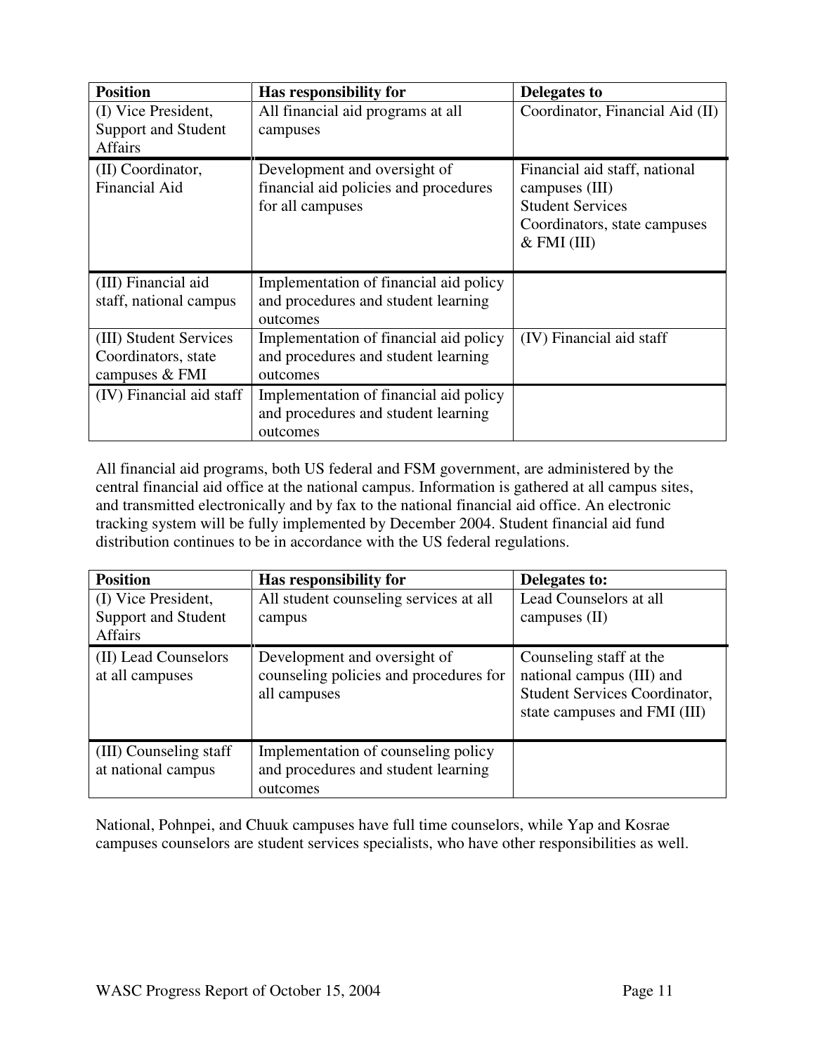| Position | Has responsibility for | Delegates to |
|---|---|---|
| (I) Vice President, Support and Student Affairs | All financial aid programs at all campuses | Coordinator, Financial Aid (II) |
| (II) Coordinator, Financial Aid | Development and oversight of financial aid policies and procedures for all campuses | Financial aid staff, national campuses (III)<br>Student Services Coordinators, state campuses & FMI (III) |
| (III) Financial aid staff, national campus | Implementation of financial aid policy and procedures and student learning outcomes | |
| (III) Student Services Coordinators, state campuses & FMI | Implementation of financial aid policy and procedures and student learning outcomes | (IV) Financial aid staff |
| (IV) Financial aid staff | Implementation of financial aid policy and procedures and student learning outcomes | |

All financial aid programs, both US federal and FSM government, are administered by the central financial aid office at the national campus. Information is gathered at all campus sites, and transmitted electronically and by fax to the national financial aid office. An electronic tracking system will be fully implemented by December 2004. Student financial aid fund distribution continues to be in accordance with the US federal regulations.

| Position | Has responsibility for | Delegates to: |
|---|---|---|
| (I) Vice President, Support and Student Affairs | All student counseling services at all campus | Lead Counselors at all campuses (II) |
| (II) Lead Counselors at all campuses | Development and oversight of counseling policies and procedures for all campuses | Counseling staff at the national campus (III) and Student Services Coordinator, state campuses and FMI (III) |
| (III) Counseling staff at national campus | Implementation of counseling policy and procedures and student learning outcomes | |

National, Pohnpei, and Chuuk campuses have full time counselors, while Yap and Kosrae campuses counselors are student services specialists, who have other responsibilities as well.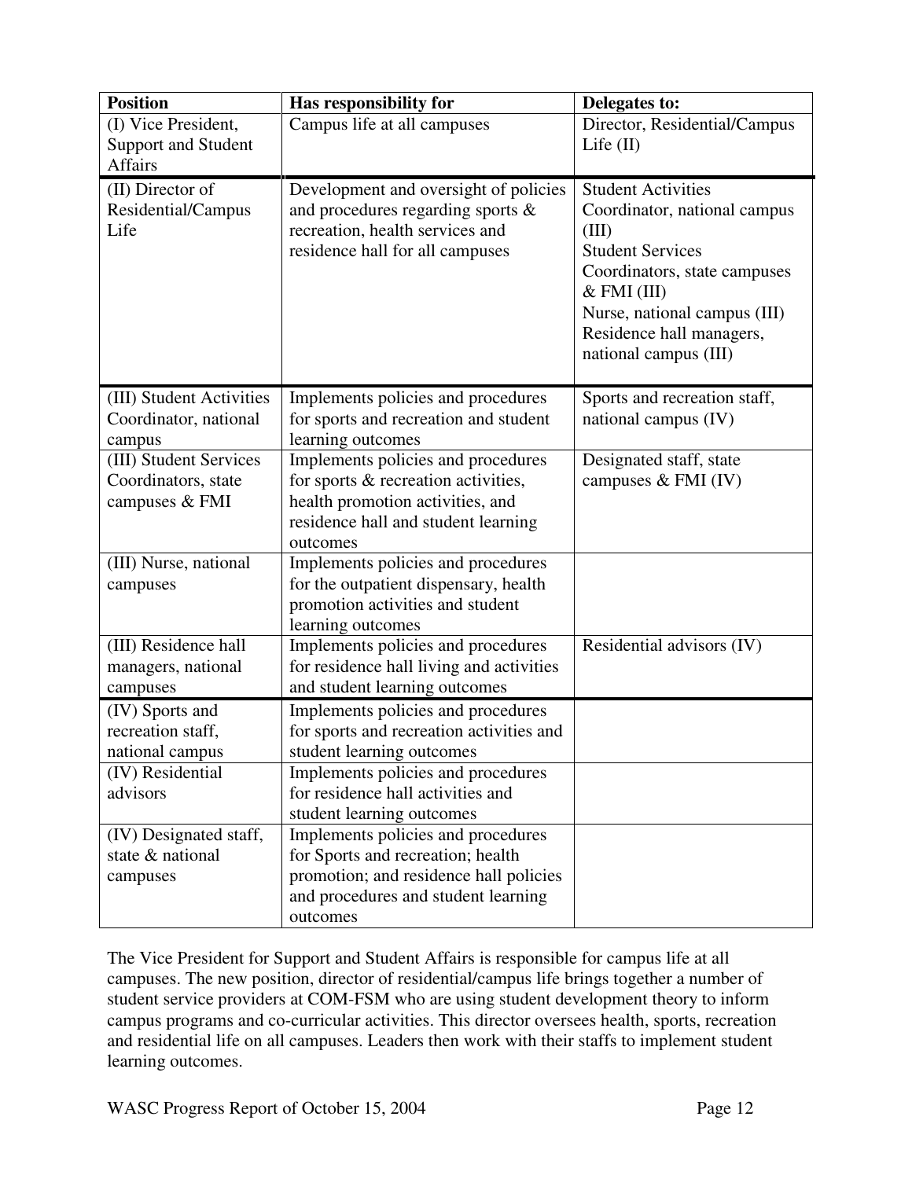| Position | Has responsibility for | Delegates to: |
|---|---|---|
| (I) Vice President, Support and Student Affairs | Campus life at all campuses | Director, Residential/Campus Life (II) |
| (II) Director of Residential/Campus Life | Development and oversight of policies and procedures regarding sports & recreation, health services and residence hall for all campuses | Student Activities Coordinator, national campus (III)<br>Student Services Coordinators, state campuses & FMI (III)<br>Nurse, national campus (III)<br>Residence hall managers, national campus (III) |
| (III) Student Activities Coordinator, national campus | Implements policies and procedures for sports and recreation and student learning outcomes | Sports and recreation staff, national campus (IV) |
| (III) Student Services Coordinators, state campuses & FMI | Implements policies and procedures for sports & recreation activities, health promotion activities, and residence hall and student learning outcomes | Designated staff, state campuses & FMI (IV) |
| (III) Nurse, national campuses | Implements policies and procedures for the outpatient dispensary, health promotion activities and student learning outcomes | |
| (III) Residence hall managers, national campuses | Implements policies and procedures for residence hall living and activities and student learning outcomes | Residential advisors (IV) |
| (IV) Sports and recreation staff, national campus | Implements policies and procedures for sports and recreation activities and student learning outcomes | |
| (IV) Residential advisors | Implements policies and procedures for residence hall activities and student learning outcomes | |
| (IV) Designated staff, state & national campuses | Implements policies and procedures for Sports and recreation; health promotion; and residence hall policies and procedures and student learning outcomes | |

The Vice President for Support and Student Affairs is responsible for campus life at all campuses. The new position, director of residential/campus life brings together a number of student service providers at COM-FSM who are using student development theory to inform campus programs and co-curricular activities. This director oversees health, sports, recreation and residential life on all campuses. Leaders then work with their staffs to implement student learning outcomes.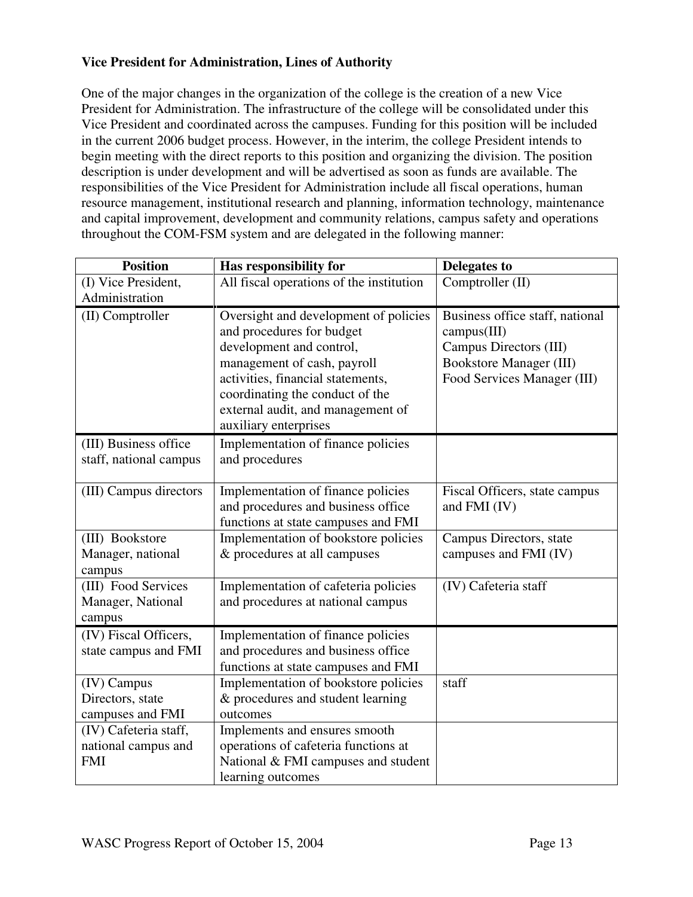**Vice President for Administration, Lines of Authority**

One of the major changes in the organization of the college is the creation of a new Vice President for Administration. The infrastructure of the college will be consolidated under this Vice President and coordinated across the campuses. Funding for this position will be included in the current 2006 budget process. However, in the interim, the college President intends to begin meeting with the direct reports to this position and organizing the division. The position description is under development and will be advertised as soon as funds are available. The responsibilities of the Vice President for Administration include all fiscal operations, human resource management, institutional research and planning, information technology, maintenance and capital improvement, development and community relations, campus safety and operations throughout the COM-FSM system and are delegated in the following manner:

| Position | Has responsibility for | Delegates to |
|---|---|---|
| (I) Vice President, Administration | All fiscal operations of the institution | Comptroller (II) |
| (II) Comptroller | Oversight and development of policies and procedures for budget development and control, management of cash, payroll activities, financial statements, coordinating the conduct of the external audit, and management of auxiliary enterprises | Business office staff, national campus(III)<br>Campus Directors (III)<br>Bookstore Manager (III)<br>Food Services Manager (III) |
| (III) Business office staff, national campus | Implementation of finance policies and procedures | |
| (III) Campus directors | Implementation of finance policies and procedures and business office functions at state campuses and FMI | Fiscal Officers, state campus and FMI (IV) |
| (III) Bookstore Manager, national campus | Implementation of bookstore policies & procedures at all campuses | Campus Directors, state campuses and FMI (IV) |
| (III) Food Services Manager, National campus | Implementation of cafeteria policies and procedures at national campus | (IV) Cafeteria staff |
| (IV) Fiscal Officers, state campus and FMI | Implementation of finance policies and procedures and business office functions at state campuses and FMI | |
| (IV) Campus Directors, state campuses and FMI | Implementation of bookstore policies & procedures and student learning outcomes | staff |
| (IV) Cafeteria staff, national campus and FMI | Implements and ensures smooth operations of cafeteria functions at National & FMI campuses and student learning outcomes | |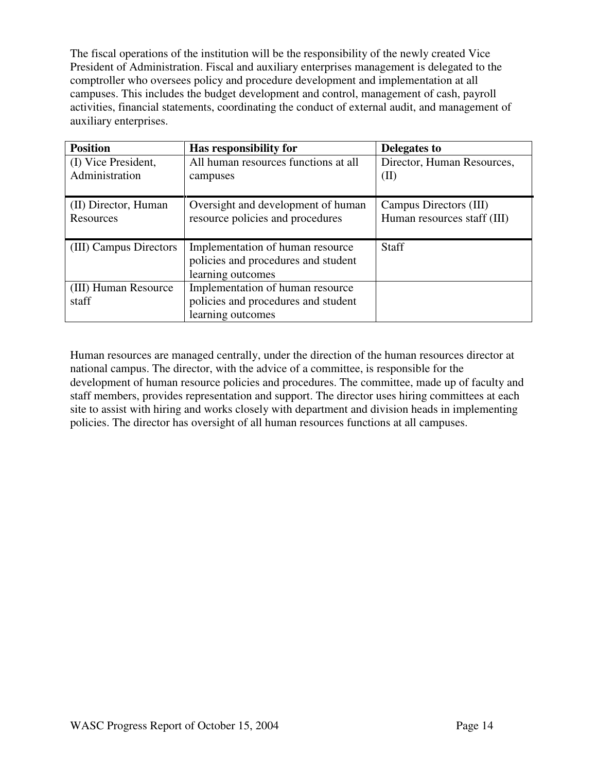The fiscal operations of the institution will be the responsibility of the newly created Vice President of Administration. Fiscal and auxiliary enterprises management is delegated to the comptroller who oversees policy and procedure development and implementation at all campuses. This includes the budget development and control, management of cash, payroll activities, financial statements, coordinating the conduct of external audit, and management of auxiliary enterprises.

| Position | Has responsibility for | Delegates to |
|---|---|---|
| (I) Vice President, Administration | All human resources functions at all campuses | Director, Human Resources, (II) |
| (II) Director, Human Resources | Oversight and development of human resource policies and procedures | Campus Directors (III)<br>Human resources staff (III) |
| (III) Campus Directors | Implementation of human resource policies and procedures and student learning outcomes | Staff |
| (III) Human Resource staff | Implementation of human resource policies and procedures and student learning outcomes | |

Human resources are managed centrally, under the direction of the human resources director at national campus. The director, with the advice of a committee, is responsible for the development of human resource policies and procedures. The committee, made up of faculty and staff members, provides representation and support. The director uses hiring committees at each site to assist with hiring and works closely with department and division heads in implementing policies. The director has oversight of all human resources functions at all campuses.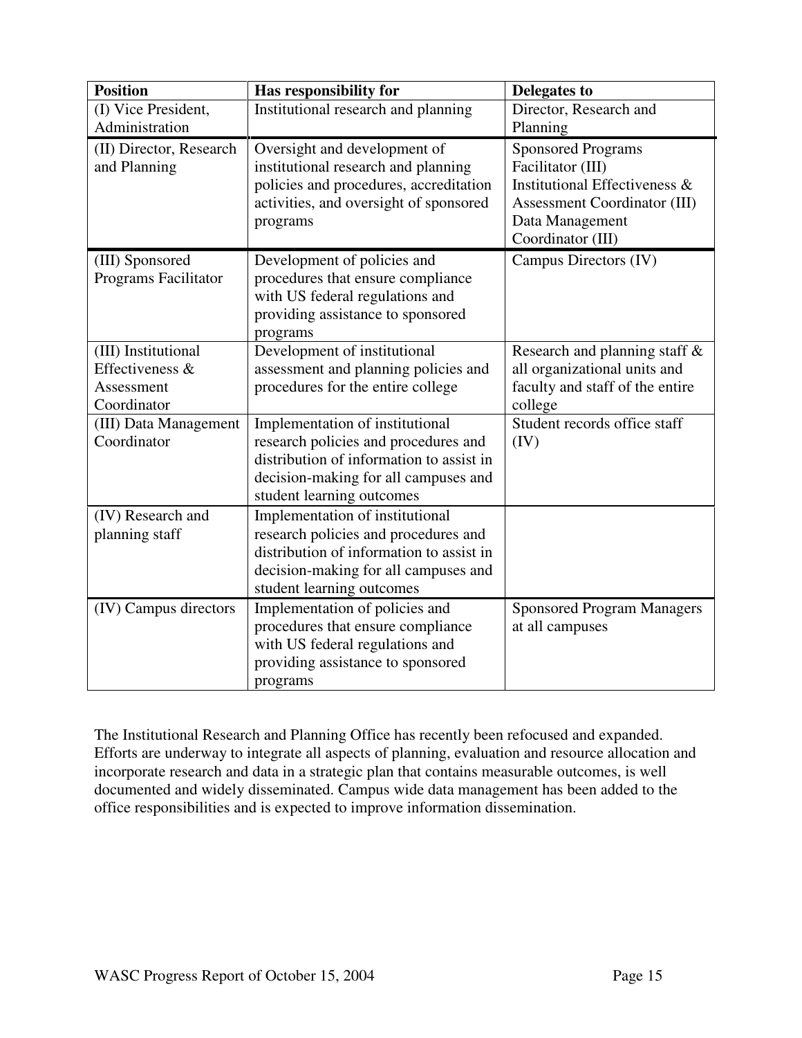| Position | Has responsibility for | Delegates to |
|---|---|---|
| (I) Vice President, Administration | Institutional research and planning | Director, Research and Planning |
| (II) Director, Research and Planning | Oversight and development of institutional research and planning policies and procedures, accreditation activities, and oversight of sponsored programs | Sponsored Programs Facilitator (III)<br>Institutional Effectiveness & Assessment Coordinator (III)<br>Data Management Coordinator (III) |
| (III) Sponsored Programs Facilitator | Development of policies and procedures that ensure compliance with US federal regulations and providing assistance to sponsored programs | Campus Directors (IV) |
| (III) Institutional Effectiveness & Assessment Coordinator | Development of institutional assessment and planning policies and procedures for the entire college | Research and planning staff & all organizational units and faculty and staff of the entire college |
| (III) Data Management Coordinator | Implementation of institutional research policies and procedures and distribution of information to assist in decision-making for all campuses and student learning outcomes | Student records office staff (IV) |
| (IV) Research and planning staff | Implementation of institutional research policies and procedures and distribution of information to assist in decision-making for all campuses and student learning outcomes | |
| (IV) Campus directors | Implementation of policies and procedures that ensure compliance with US federal regulations and providing assistance to sponsored programs | Sponsored Program Managers at all campuses |

The Institutional Research and Planning Office has recently been refocused and expanded. Efforts are underway to integrate all aspects of planning, evaluation and resource allocation and incorporate research and data in a strategic plan that contains measurable outcomes, is well documented and widely disseminated. Campus wide data management has been added to the office responsibilities and is expected to improve information dissemination.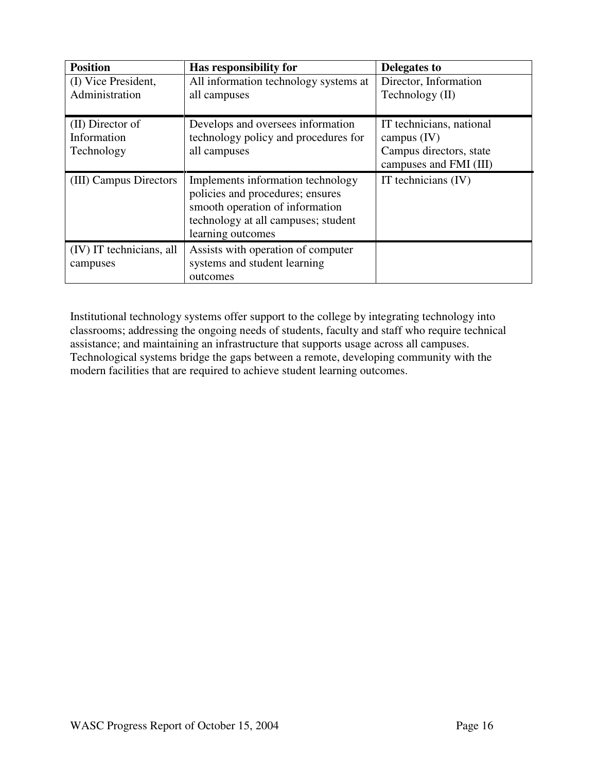| Position | Has responsibility for | Delegates to |
| --- | --- | --- |
| (I) Vice President, Administration | All information technology systems at all campuses | Director, Information Technology (II) |
| (II) Director of Information Technology | Develops and oversees information technology policy and procedures for all campuses | IT technicians, national campus (IV)<br>Campus directors, state campuses and FMI (III) |
| (III) Campus Directors | Implements information technology policies and procedures; ensures smooth operation of information technology at all campuses; student learning outcomes | IT technicians (IV) |
| (IV) IT technicians, all campuses | Assists with operation of computer systems and student learning outcomes | |

Institutional technology systems offer support to the college by integrating technology into classrooms; addressing the ongoing needs of students, faculty and staff who require technical assistance; and maintaining an infrastructure that supports usage across all campuses. Technological systems bridge the gaps between a remote, developing community with the modern facilities that are required to achieve student learning outcomes.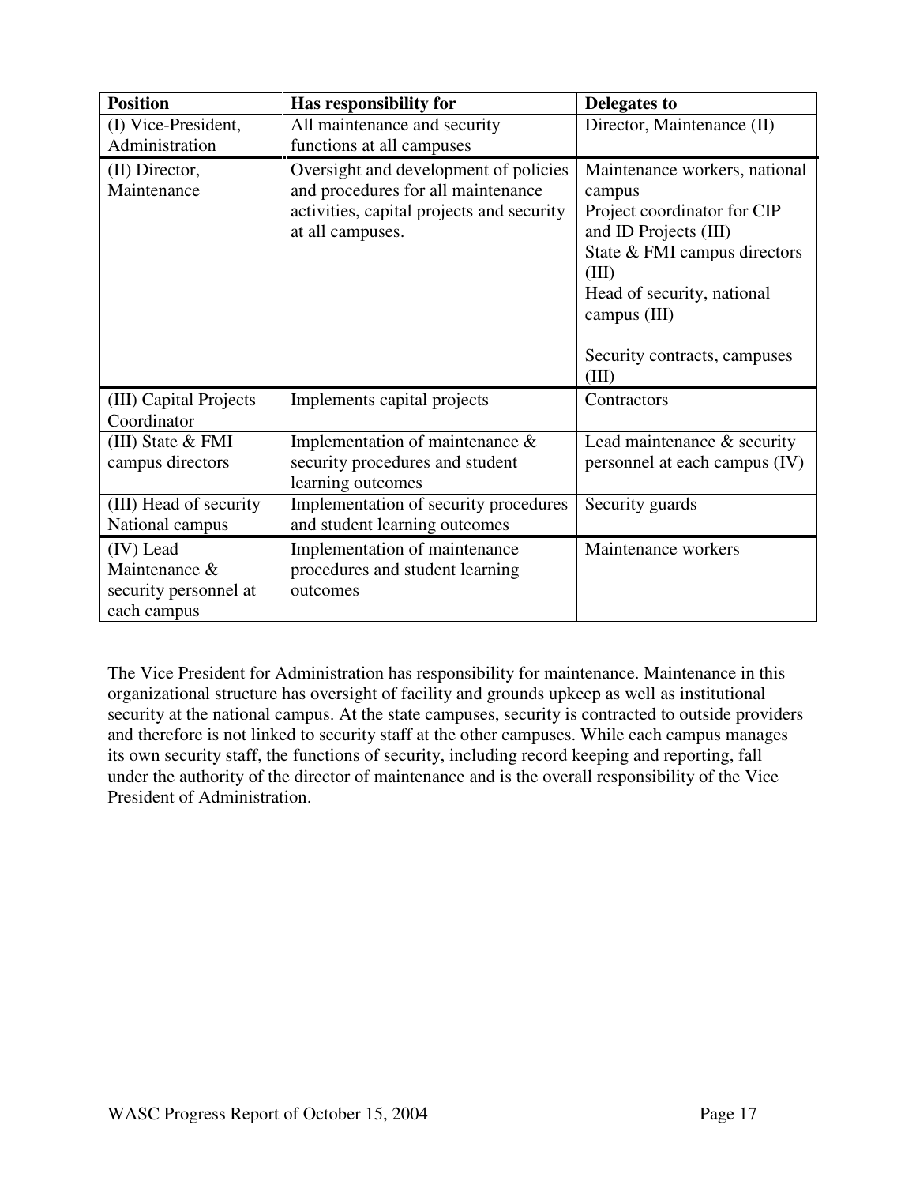| Position | Has responsibility for | Delegates to |
|---|---|---|
| (I) Vice-President, Administration | All maintenance and security functions at all campuses | Director, Maintenance (II) |
| (II) Director, Maintenance | Oversight and development of policies and procedures for all maintenance activities, capital projects and security at all campuses. | Maintenance workers, national campus<br>Project coordinator for CIP and ID Projects (III)<br>State & FMI campus directors (III)<br>Head of security, national campus (III)<br><br>Security contracts, campuses (III) |
| (III) Capital Projects Coordinator | Implements capital projects | Contractors |
| (III) State & FMI campus directors | Implementation of maintenance & security procedures and student learning outcomes | Lead maintenance & security personnel at each campus (IV) |
| (III) Head of security National campus | Implementation of security procedures and student learning outcomes | Security guards |
| (IV) Lead Maintenance & security personnel at each campus | Implementation of maintenance procedures and student learning outcomes | Maintenance workers |

The Vice President for Administration has responsibility for maintenance. Maintenance in this organizational structure has oversight of facility and grounds upkeep as well as institutional security at the national campus. At the state campuses, security is contracted to outside providers and therefore is not linked to security staff at the other campuses. While each campus manages its own security staff, the functions of security, including record keeping and reporting, fall under the authority of the director of maintenance and is the overall responsibility of the Vice President of Administration.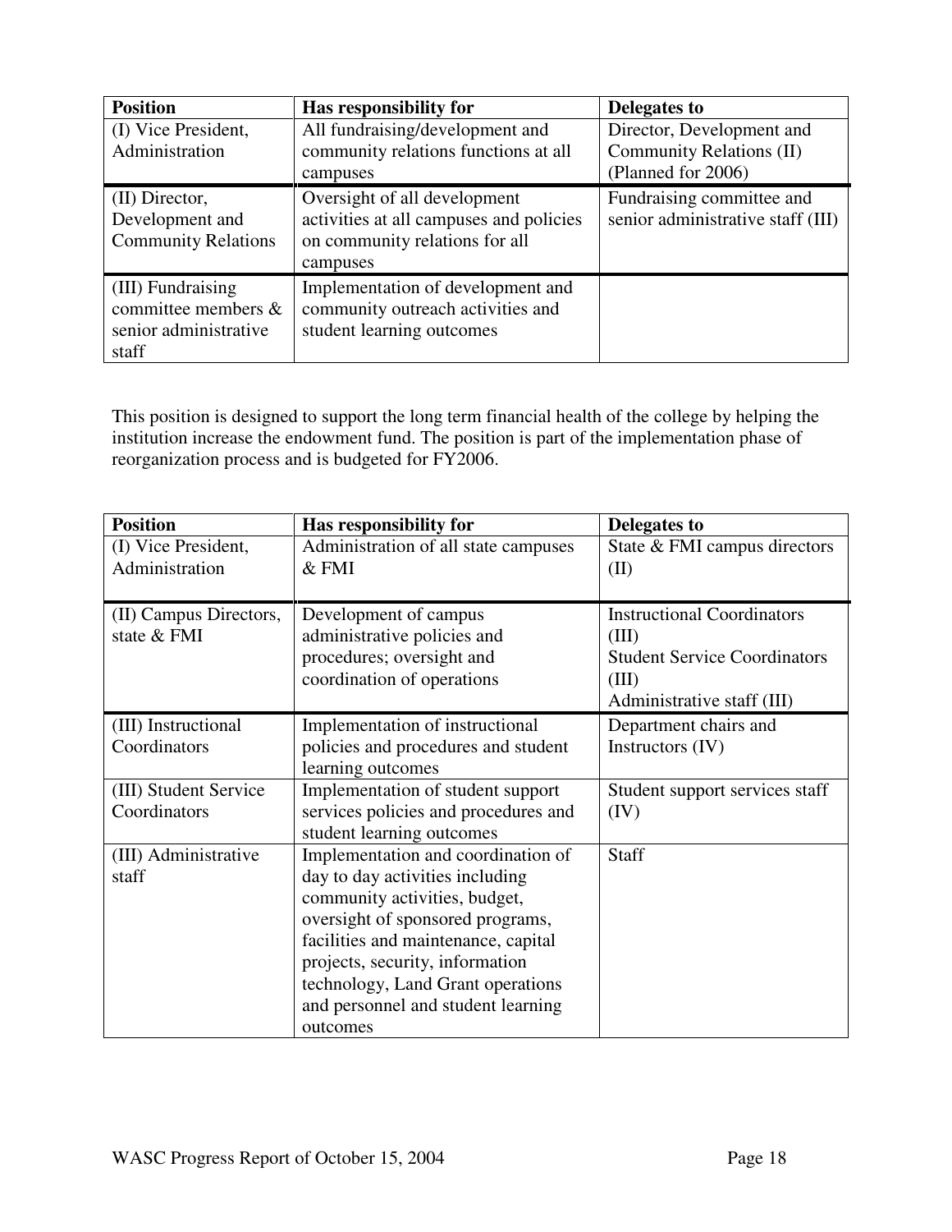| Position | Has responsibility for | Delegates to |
|---|---|---|
| (I) Vice President, Administration | All fundraising/development and community relations functions at all campuses | Director, Development and Community Relations (II) (Planned for 2006) |
| (II) Director, Development and Community Relations | Oversight of all development activities at all campuses and policies on community relations for all campuses | Fundraising committee and senior administrative staff (III) |
| (III) Fundraising committee members & senior administrative staff | Implementation of development and community outreach activities and student learning outcomes | |

This position is designed to support the long term financial health of the college by helping the institution increase the endowment fund. The position is part of the implementation phase of reorganization process and is budgeted for FY2006.

| Position | Has responsibility for | Delegates to |
|---|---|---|
| (I) Vice President, Administration | Administration of all state campuses & FMI | State & FMI campus directors (II) |
| (II) Campus Directors, state & FMI | Development of campus administrative policies and procedures; oversight and coordination of operations | Instructional Coordinators (III)<br>Student Service Coordinators (III)<br>Administrative staff (III) |
| (III) Instructional Coordinators | Implementation of instructional policies and procedures and student learning outcomes | Department chairs and Instructors (IV) |
| (III) Student Service Coordinators | Implementation of student support services policies and procedures and student learning outcomes | Student support services staff (IV) |
| (III) Administrative staff | Implementation and coordination of day to day activities including community activities, budget, oversight of sponsored programs, facilities and maintenance, capital projects, security, information technology, Land Grant operations and personnel and student learning outcomes | Staff |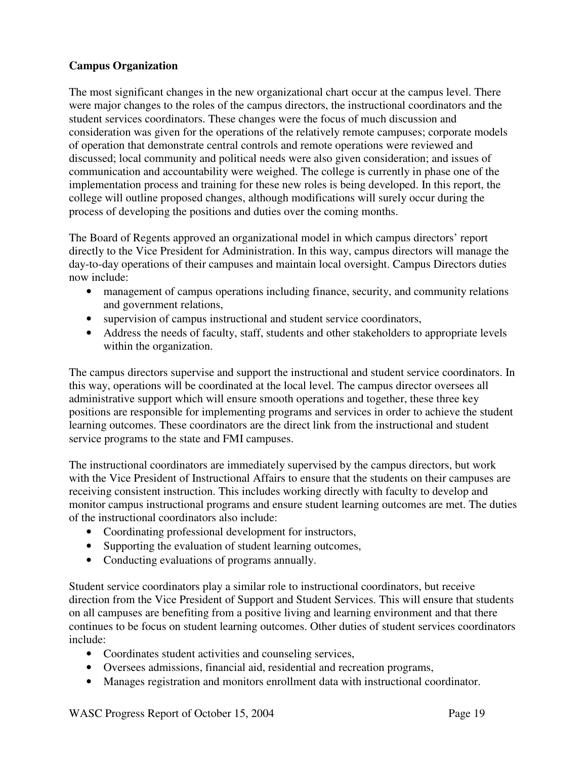**Campus Organization**

The most significant changes in the new organizational chart occur at the campus level. There were major changes to the roles of the campus directors, the instructional coordinators and the student services coordinators. These changes were the focus of much discussion and consideration was given for the operations of the relatively remote campuses; corporate models of operation that demonstrate central controls and remote operations were reviewed and discussed; local community and political needs were also given consideration; and issues of communication and accountability were weighed. The college is currently in phase one of the implementation process and training for these new roles is being developed. In this report, the college will outline proposed changes, although modifications will surely occur during the process of developing the positions and duties over the coming months.

The Board of Regents approved an organizational model in which campus directors' report directly to the Vice President for Administration. In this way, campus directors will manage the day-to-day operations of their campuses and maintain local oversight. Campus Directors duties now include:

- management of campus operations including finance, security, and community relations and government relations,
- supervision of campus instructional and student service coordinators,
- Address the needs of faculty, staff, students and other stakeholders to appropriate levels within the organization.

The campus directors supervise and support the instructional and student service coordinators. In this way, operations will be coordinated at the local level. The campus director oversees all administrative support which will ensure smooth operations and together, these three key positions are responsible for implementing programs and services in order to achieve the student learning outcomes. These coordinators are the direct link from the instructional and student service programs to the state and FMI campuses.

The instructional coordinators are immediately supervised by the campus directors, but work with the Vice President of Instructional Affairs to ensure that the students on their campuses are receiving consistent instruction. This includes working directly with faculty to develop and monitor campus instructional programs and ensure student learning outcomes are met. The duties of the instructional coordinators also include:

- Coordinating professional development for instructors,
- Supporting the evaluation of student learning outcomes,
- Conducting evaluations of programs annually.

Student service coordinators play a similar role to instructional coordinators, but receive direction from the Vice President of Support and Student Services. This will ensure that students on all campuses are benefiting from a positive living and learning environment and that there continues to be focus on student learning outcomes. Other duties of student services coordinators include:

- Coordinates student activities and counseling services,
- Oversees admissions, financial aid, residential and recreation programs,
- Manages registration and monitors enrollment data with instructional coordinator.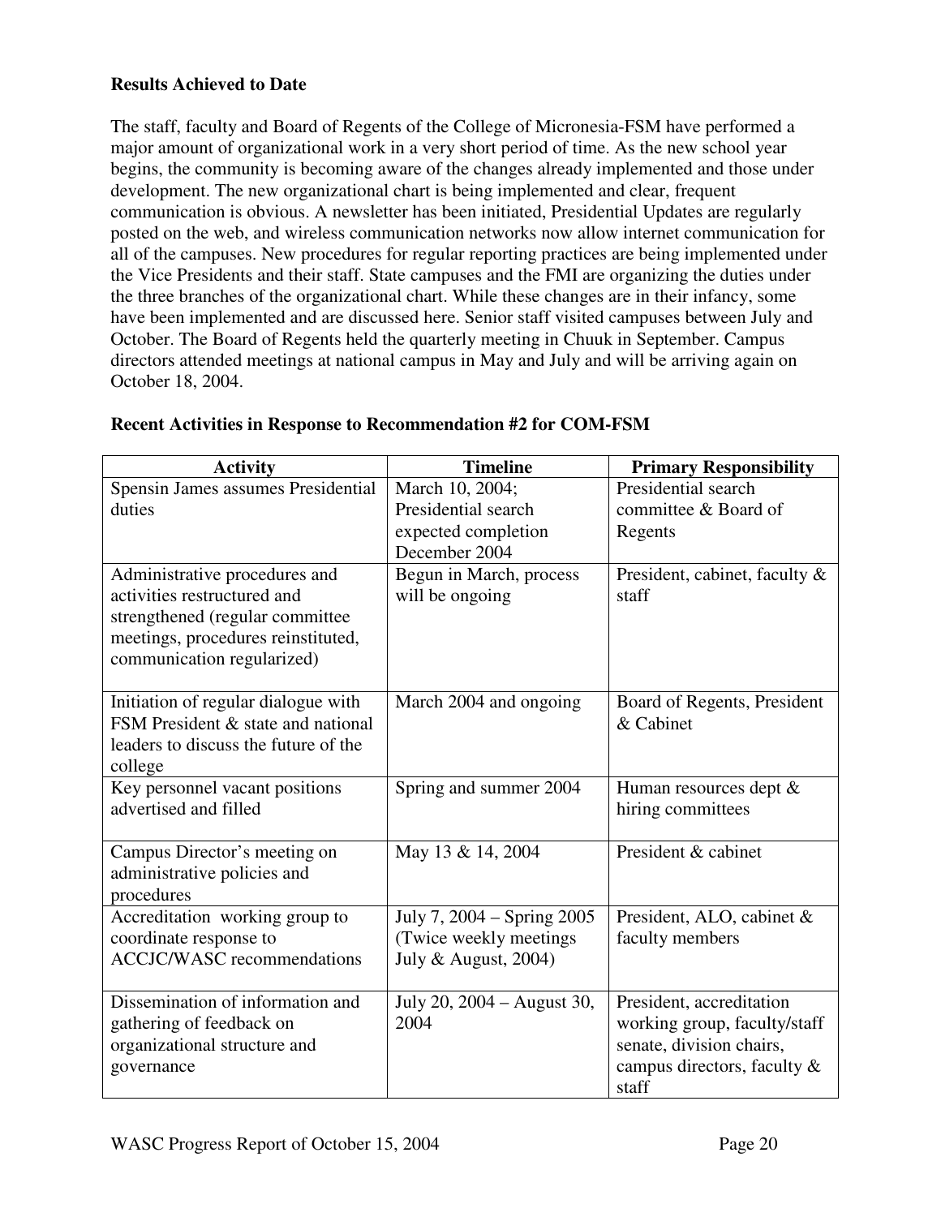**Results Achieved to Date**

The staff, faculty and Board of Regents of the College of Micronesia-FSM have performed a major amount of organizational work in a very short period of time. As the new school year begins, the community is becoming aware of the changes already implemented and those under development. The new organizational chart is being implemented and clear, frequent communication is obvious. A newsletter has been initiated, Presidential Updates are regularly posted on the web, and wireless communication networks now allow internet communication for all of the campuses. New procedures for regular reporting practices are being implemented under the Vice Presidents and their staff. State campuses and the FMI are organizing the duties under the three branches of the organizational chart. While these changes are in their infancy, some have been implemented and are discussed here. Senior staff visited campuses between July and October. The Board of Regents held the quarterly meeting in Chuuk in September. Campus directors attended meetings at national campus in May and July and will be arriving again on October 18, 2004.

**Recent Activities in Response to Recommendation #2 for COM-FSM**

| Activity | Timeline | Primary Responsibility |
|---|---|---|
| Spensin James assumes Presidential duties | March 10, 2004; Presidential search expected completion December 2004 | Presidential search committee & Board of Regents |
| Administrative procedures and activities restructured and strengthened (regular committee meetings, procedures reinstituted, communication regularized) | Begun in March, process will be ongoing | President, cabinet, faculty & staff |
| Initiation of regular dialogue with FSM President & state and national leaders to discuss the future of the college | March 2004 and ongoing | Board of Regents, President & Cabinet |
| Key personnel vacant positions advertised and filled | Spring and summer 2004 | Human resources dept & hiring committees |
| Campus Director's meeting on administrative policies and procedures | May 13 & 14, 2004 | President & cabinet |
| Accreditation working group to coordinate response to ACCJC/WASC recommendations | July 7, 2004 – Spring 2005 (Twice weekly meetings July & August, 2004) | President, ALO, cabinet & faculty members |
| Dissemination of information and gathering of feedback on organizational structure and governance | July 20, 2004 – August 30, 2004 | President, accreditation working group, faculty/staff senate, division chairs, campus directors, faculty & staff |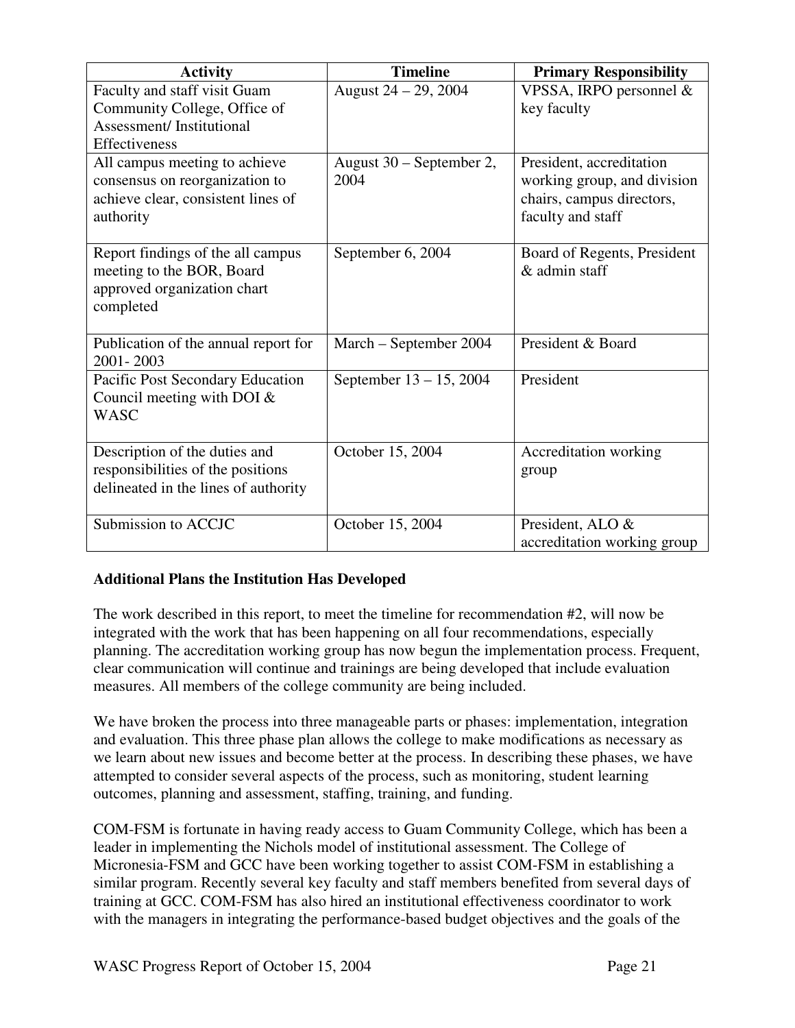| Activity | Timeline | Primary Responsibility |
|---|---|---|
| Faculty and staff visit Guam Community College, Office of Assessment/ Institutional Effectiveness | August 24 – 29, 2004 | VPSSA, IRPO personnel & key faculty |
| All campus meeting to achieve consensus on reorganization to achieve clear, consistent lines of authority | August 30 – September 2, 2004 | President, accreditation working group, and division chairs, campus directors, faculty and staff |
| Report findings of the all campus meeting to the BOR, Board approved organization chart completed | September 6, 2004 | Board of Regents, President & admin staff |
| Publication of the annual report for 2001- 2003 | March – September 2004 | President & Board |
| Pacific Post Secondary Education Council meeting with DOI & WASC | September 13 – 15, 2004 | President |
| Description of the duties and responsibilities of the positions delineated in the lines of authority | October 15, 2004 | Accreditation working group |
| Submission to ACCJC | October 15, 2004 | President, ALO & accreditation working group |

**Additional Plans the Institution Has Developed**

The work described in this report, to meet the timeline for recommendation #2, will now be integrated with the work that has been happening on all four recommendations, especially planning. The accreditation working group has now begun the implementation process. Frequent, clear communication will continue and trainings are being developed that include evaluation measures. All members of the college community are being included.

We have broken the process into three manageable parts or phases: implementation, integration and evaluation. This three phase plan allows the college to make modifications as necessary as we learn about new issues and become better at the process. In describing these phases, we have attempted to consider several aspects of the process, such as monitoring, student learning outcomes, planning and assessment, staffing, training, and funding.

COM-FSM is fortunate in having ready access to Guam Community College, which has been a leader in implementing the Nichols model of institutional assessment. The College of Micronesia-FSM and GCC have been working together to assist COM-FSM in establishing a similar program. Recently several key faculty and staff members benefited from several days of training at GCC. COM-FSM has also hired an institutional effectiveness coordinator to work with the managers in integrating the performance-based budget objectives and the goals of the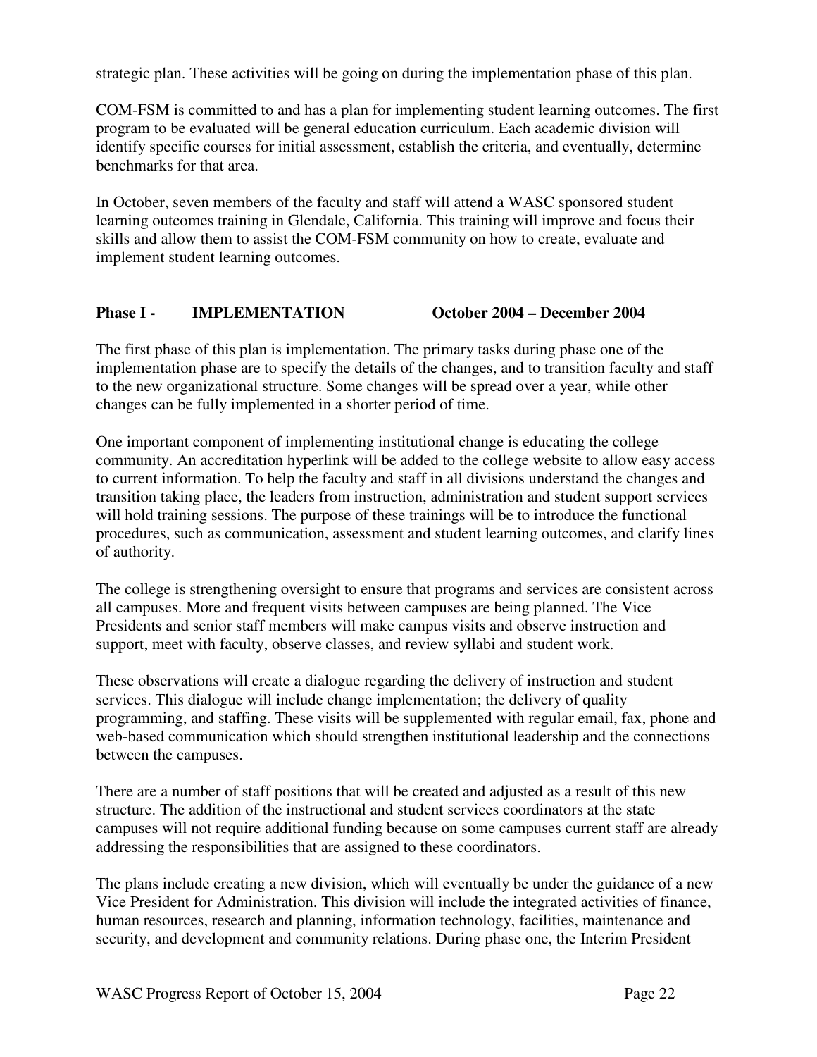strategic plan. These activities will be going on during the implementation phase of this plan.

COM-FSM is committed to and has a plan for implementing student learning outcomes. The first program to be evaluated will be general education curriculum. Each academic division will identify specific courses for initial assessment, establish the criteria, and eventually, determine benchmarks for that area.

In October, seven members of the faculty and staff will attend a WASC sponsored student learning outcomes training in Glendale, California. This training will improve and focus their skills and allow them to assist the COM-FSM community on how to create, evaluate and implement student learning outcomes.

**Phase I - IMPLEMENTATION October 2004 – December 2004**

The first phase of this plan is implementation. The primary tasks during phase one of the implementation phase are to specify the details of the changes, and to transition faculty and staff to the new organizational structure. Some changes will be spread over a year, while other changes can be fully implemented in a shorter period of time.

One important component of implementing institutional change is educating the college community. An accreditation hyperlink will be added to the college website to allow easy access to current information. To help the faculty and staff in all divisions understand the changes and transition taking place, the leaders from instruction, administration and student support services will hold training sessions. The purpose of these trainings will be to introduce the functional procedures, such as communication, assessment and student learning outcomes, and clarify lines of authority.

The college is strengthening oversight to ensure that programs and services are consistent across all campuses. More and frequent visits between campuses are being planned. The Vice Presidents and senior staff members will make campus visits and observe instruction and support, meet with faculty, observe classes, and review syllabi and student work.

These observations will create a dialogue regarding the delivery of instruction and student services. This dialogue will include change implementation; the delivery of quality programming, and staffing. These visits will be supplemented with regular email, fax, phone and web-based communication which should strengthen institutional leadership and the connections between the campuses.

There are a number of staff positions that will be created and adjusted as a result of this new structure. The addition of the instructional and student services coordinators at the state campuses will not require additional funding because on some campuses current staff are already addressing the responsibilities that are assigned to these coordinators.

The plans include creating a new division, which will eventually be under the guidance of a new Vice President for Administration. This division will include the integrated activities of finance, human resources, research and planning, information technology, facilities, maintenance and security, and development and community relations. During phase one, the Interim President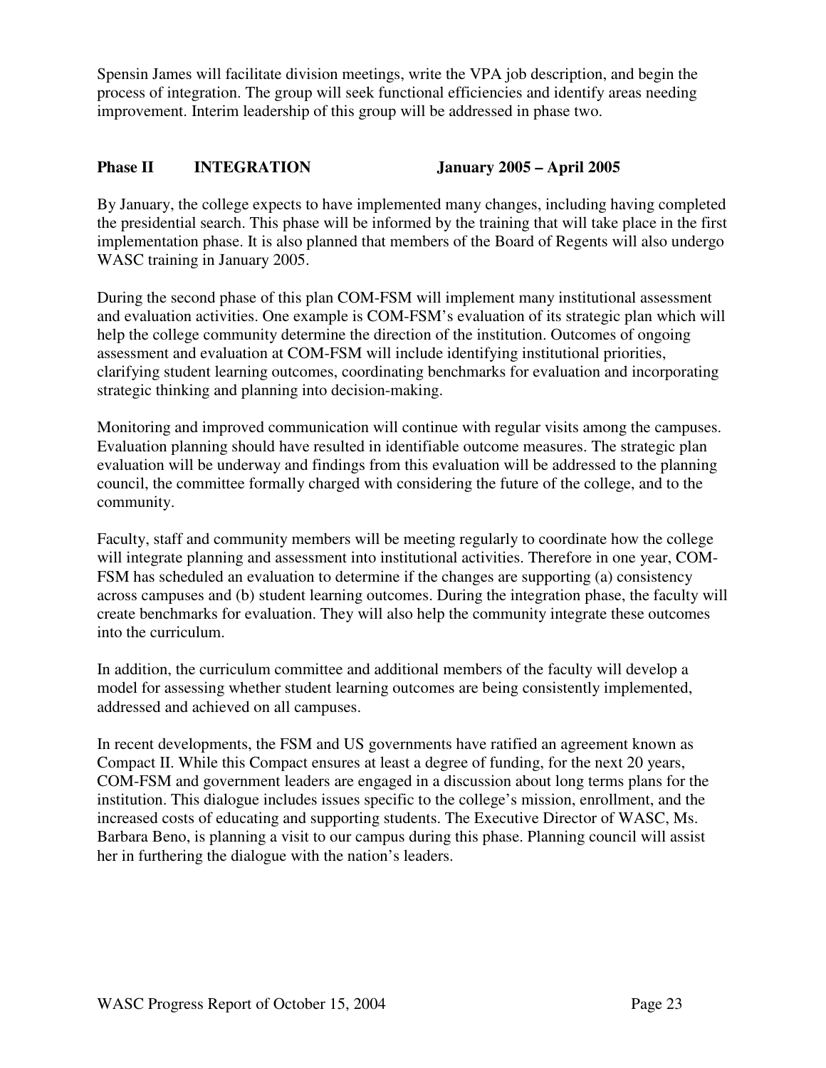Spensin James will facilitate division meetings, write the VPA job description, and begin the process of integration. The group will seek functional efficiencies and identify areas needing improvement. Interim leadership of this group will be addressed in phase two.

### Phase II INTEGRATION January 2005 – April 2005

By January, the college expects to have implemented many changes, including having completed the presidential search. This phase will be informed by the training that will take place in the first implementation phase. It is also planned that members of the Board of Regents will also undergo WASC training in January 2005.

During the second phase of this plan COM-FSM will implement many institutional assessment and evaluation activities. One example is COM-FSM's evaluation of its strategic plan which will help the college community determine the direction of the institution. Outcomes of ongoing assessment and evaluation at COM-FSM will include identifying institutional priorities, clarifying student learning outcomes, coordinating benchmarks for evaluation and incorporating strategic thinking and planning into decision-making.

Monitoring and improved communication will continue with regular visits among the campuses. Evaluation planning should have resulted in identifiable outcome measures. The strategic plan evaluation will be underway and findings from this evaluation will be addressed to the planning council, the committee formally charged with considering the future of the college, and to the community.

Faculty, staff and community members will be meeting regularly to coordinate how the college will integrate planning and assessment into institutional activities. Therefore in one year, COM-FSM has scheduled an evaluation to determine if the changes are supporting (a) consistency across campuses and (b) student learning outcomes. During the integration phase, the faculty will create benchmarks for evaluation. They will also help the community integrate these outcomes into the curriculum.

In addition, the curriculum committee and additional members of the faculty will develop a model for assessing whether student learning outcomes are being consistently implemented, addressed and achieved on all campuses.

In recent developments, the FSM and US governments have ratified an agreement known as Compact II. While this Compact ensures at least a degree of funding, for the next 20 years, COM-FSM and government leaders are engaged in a discussion about long terms plans for the institution. This dialogue includes issues specific to the college's mission, enrollment, and the increased costs of educating and supporting students. The Executive Director of WASC, Ms. Barbara Beno, is planning a visit to our campus during this phase. Planning council will assist her in furthering the dialogue with the nation's leaders.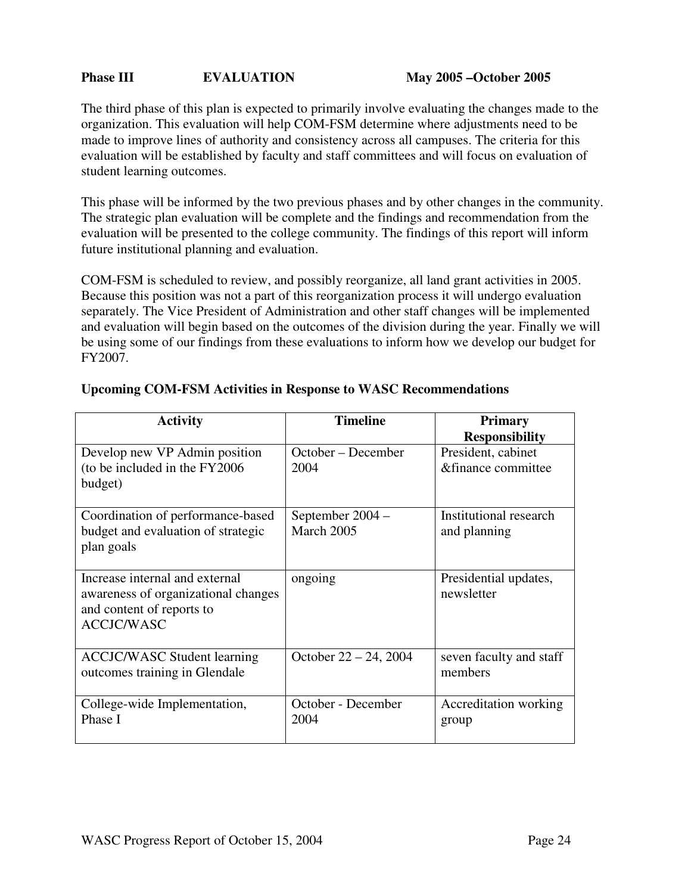**Phase III EVALUATION May 2005 –October 2005**

The third phase of this plan is expected to primarily involve evaluating the changes made to the organization. This evaluation will help COM-FSM determine where adjustments need to be made to improve lines of authority and consistency across all campuses. The criteria for this evaluation will be established by faculty and staff committees and will focus on evaluation of student learning outcomes.

This phase will be informed by the two previous phases and by other changes in the community. The strategic plan evaluation will be complete and the findings and recommendation from the evaluation will be presented to the college community. The findings of this report will inform future institutional planning and evaluation.

COM-FSM is scheduled to review, and possibly reorganize, all land grant activities in 2005. Because this position was not a part of this reorganization process it will undergo evaluation separately. The Vice President of Administration and other staff changes will be implemented and evaluation will begin based on the outcomes of the division during the year. Finally we will be using some of our findings from these evaluations to inform how we develop our budget for FY2007.

**Upcoming COM-FSM Activities in Response to WASC Recommendations**

| Activity | Timeline | Primary Responsibility |
|---|---|---|
| Develop new VP Admin position (to be included in the FY2006 budget) | October – December 2004 | President, cabinet &finance committee |
| Coordination of performance-based budget and evaluation of strategic plan goals | September 2004 – March 2005 | Institutional research and planning |
| Increase internal and external awareness of organizational changes and content of reports to ACCJC/WASC | ongoing | Presidential updates, newsletter |
| ACCJC/WASC Student learning outcomes training in Glendale | October 22 – 24, 2004 | seven faculty and staff members |
| College-wide Implementation, Phase I | October - December 2004 | Accreditation working group |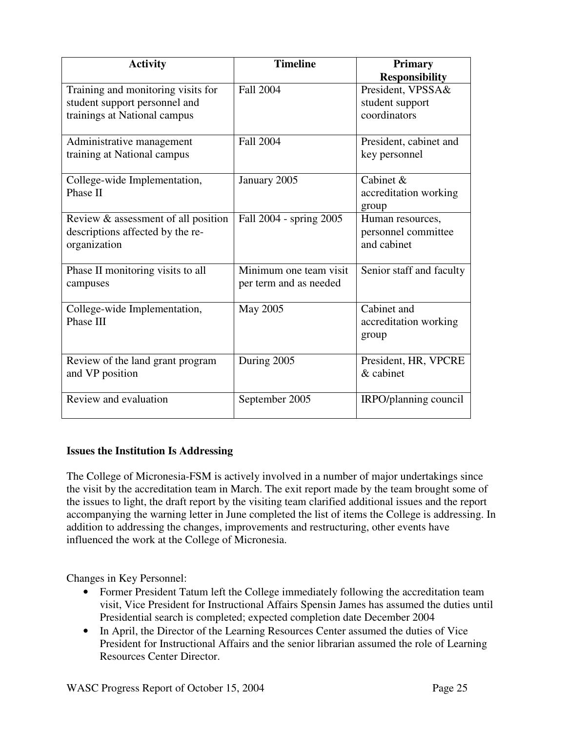| Activity | Timeline | Primary Responsibility |
| --- | --- | --- |
| Training and monitoring visits for student support personnel and trainings at National campus | Fall 2004 | President, VPSSA& student support coordinators |
| Administrative management training at National campus | Fall 2004 | President, cabinet and key personnel |
| College-wide Implementation, Phase II | January 2005 | Cabinet & accreditation working group |
| Review & assessment of all position descriptions affected by the re-organization | Fall 2004 - spring 2005 | Human resources, personnel committee and cabinet |
| Phase II monitoring visits to all campuses | Minimum one team visit per term and as needed | Senior staff and faculty |
| College-wide Implementation, Phase III | May 2005 | Cabinet and accreditation working group |
| Review of the land grant program and VP position | During 2005 | President, HR, VPCRE & cabinet |
| Review and evaluation | September 2005 | IRPO/planning council |

**Issues the Institution Is Addressing**

The College of Micronesia-FSM is actively involved in a number of major undertakings since the visit by the accreditation team in March. The exit report made by the team brought some of the issues to light, the draft report by the visiting team clarified additional issues and the report accompanying the warning letter in June completed the list of items the College is addressing. In addition to addressing the changes, improvements and restructuring, other events have influenced the work at the College of Micronesia.

Changes in Key Personnel:

- Former President Tatum left the College immediately following the accreditation team visit, Vice President for Instructional Affairs Spensin James has assumed the duties until Presidential search is completed; expected completion date December 2004
- In April, the Director of the Learning Resources Center assumed the duties of Vice President for Instructional Affairs and the senior librarian assumed the role of Learning Resources Center Director.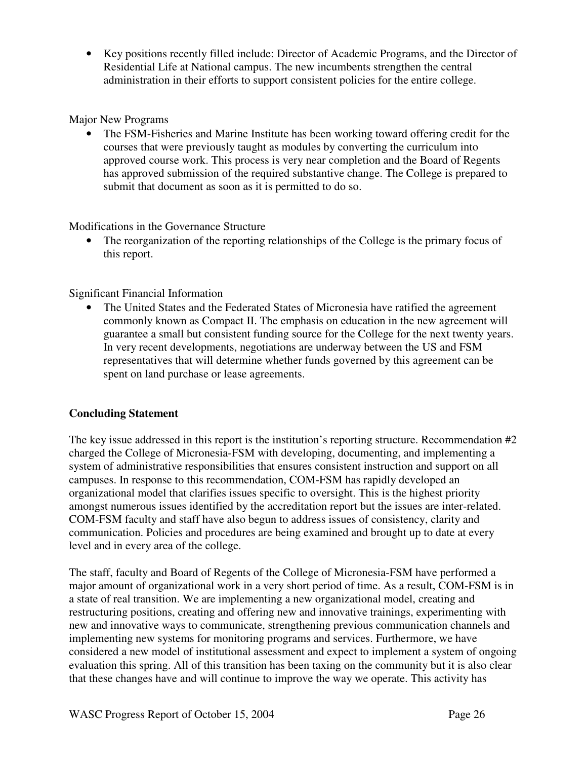- Key positions recently filled include: Director of Academic Programs, and the Director of Residential Life at National campus. The new incumbents strengthen the central administration in their efforts to support consistent policies for the entire college.

Major New Programs

- The FSM-Fisheries and Marine Institute has been working toward offering credit for the courses that were previously taught as modules by converting the curriculum into approved course work. This process is very near completion and the Board of Regents has approved submission of the required substantive change. The College is prepared to submit that document as soon as it is permitted to do so.

Modifications in the Governance Structure

- The reorganization of the reporting relationships of the College is the primary focus of this report.

Significant Financial Information

- The United States and the Federated States of Micronesia have ratified the agreement commonly known as Compact II. The emphasis on education in the new agreement will guarantee a small but consistent funding source for the College for the next twenty years. In very recent developments, negotiations are underway between the US and FSM representatives that will determine whether funds governed by this agreement can be spent on land purchase or lease agreements.

**Concluding Statement**

The key issue addressed in this report is the institution's reporting structure. Recommendation #2 charged the College of Micronesia-FSM with developing, documenting, and implementing a system of administrative responsibilities that ensures consistent instruction and support on all campuses. In response to this recommendation, COM-FSM has rapidly developed an organizational model that clarifies issues specific to oversight. This is the highest priority amongst numerous issues identified by the accreditation report but the issues are inter-related. COM-FSM faculty and staff have also begun to address issues of consistency, clarity and communication. Policies and procedures are being examined and brought up to date at every level and in every area of the college.

The staff, faculty and Board of Regents of the College of Micronesia-FSM have performed a major amount of organizational work in a very short period of time. As a result, COM-FSM is in a state of real transition. We are implementing a new organizational model, creating and restructuring positions, creating and offering new and innovative trainings, experimenting with new and innovative ways to communicate, strengthening previous communication channels and implementing new systems for monitoring programs and services. Furthermore, we have considered a new model of institutional assessment and expect to implement a system of ongoing evaluation this spring. All of this transition has been taxing on the community but it is also clear that these changes have and will continue to improve the way we operate. This activity has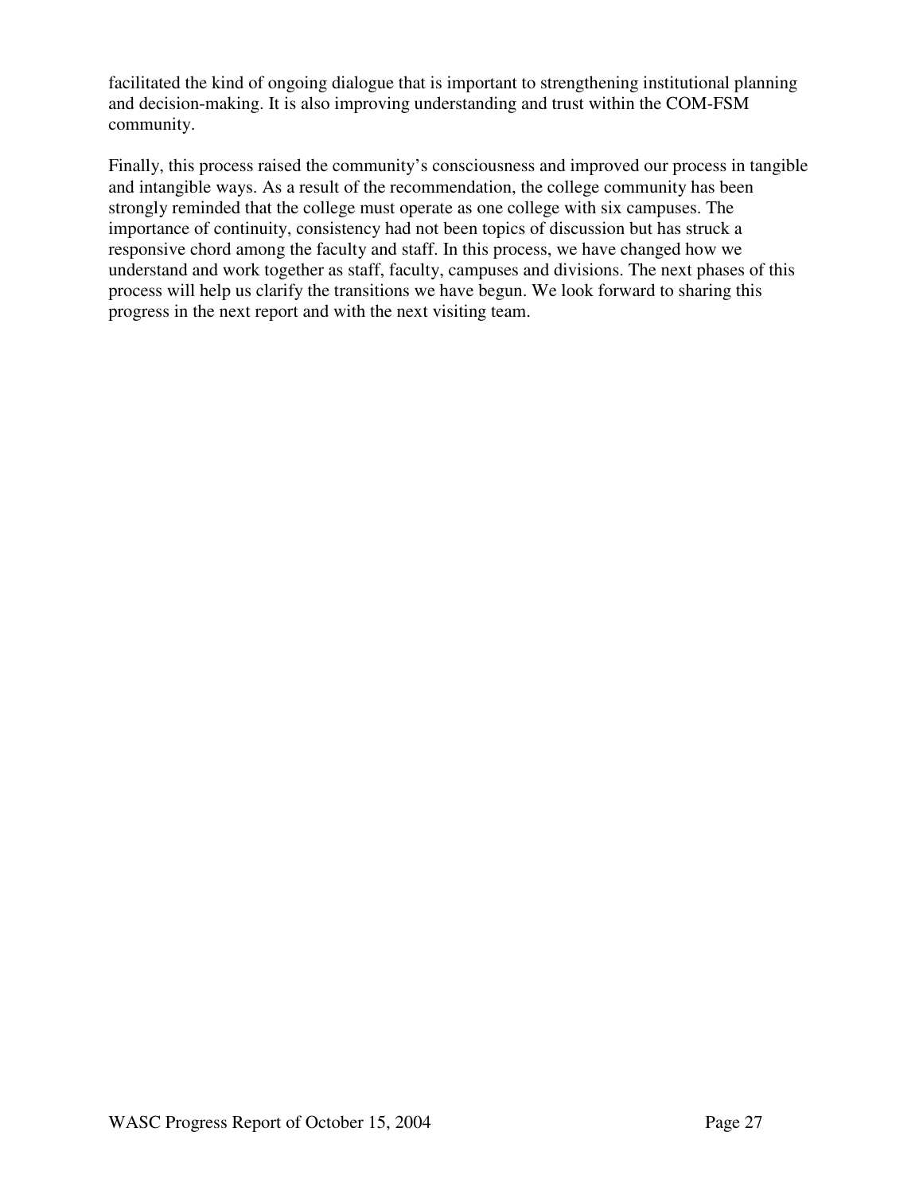facilitated the kind of ongoing dialogue that is important to strengthening institutional planning and decision-making. It is also improving understanding and trust within the COM-FSM community.

Finally, this process raised the community's consciousness and improved our process in tangible and intangible ways. As a result of the recommendation, the college community has been strongly reminded that the college must operate as one college with six campuses. The importance of continuity, consistency had not been topics of discussion but has struck a responsive chord among the faculty and staff. In this process, we have changed how we understand and work together as staff, faculty, campuses and divisions. The next phases of this process will help us clarify the transitions we have begun. We look forward to sharing this progress in the next report and with the next visiting team.